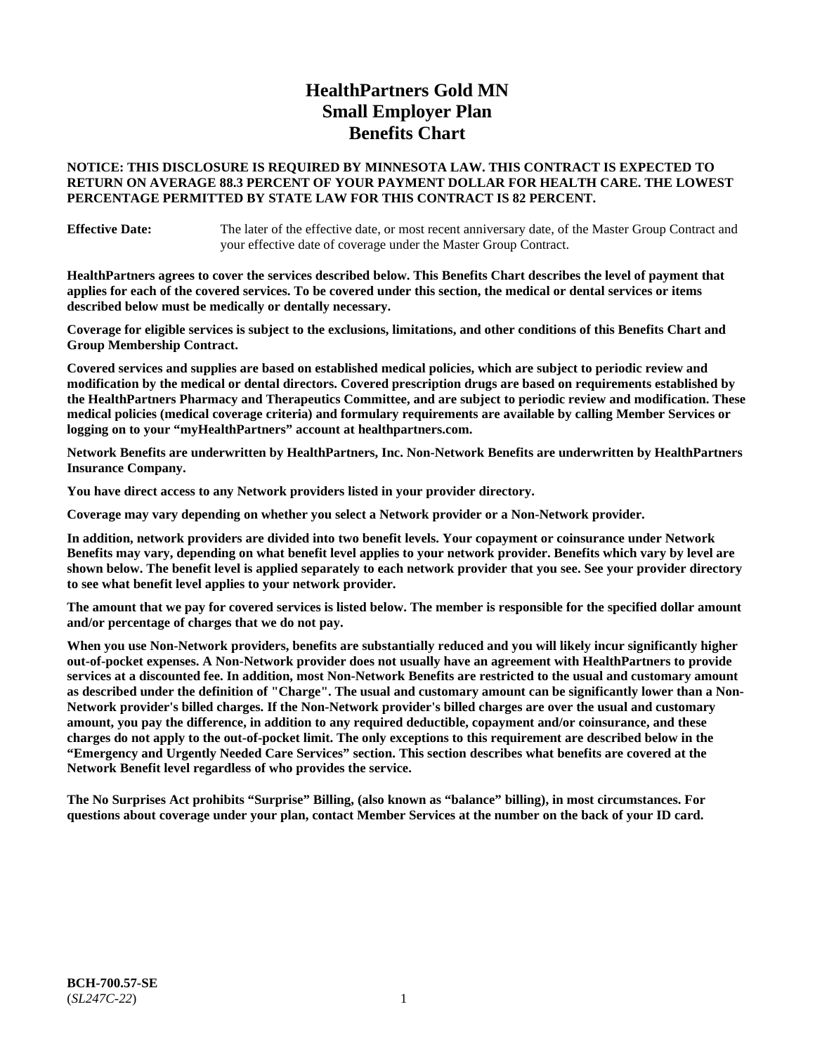# HealthPartners Gold MN Small Employer Plan Benefits Chart

**NOTICE: THIS DISCLOSURE IS REQUIRED BY MINNESOTA LAW. THIS CONTRACT IS EXPECTED TO RETURN ON AVERAGE 88.3 PERCENT OF YOUR PAYMENT DOLLAR FOR HEALTH CARE. THE LOWEST PERCENTAGE PERMITTED BY STATE LAW FOR THIS CONTRACT IS 82 PERCENT.**

**Effective Date:** The later of the effective date, or most recent anniversary date, of the Master Group Contract and your effective date of coverage under the Master Group Contract.

**HealthPartners agrees to cover the services described below. This Benefits Chart describes the level of payment that applies for each of the covered services. To be covered under this section, the medical or dental services or items described below must be medically or dentally necessary.**

**Coverage for eligible services is subject to the exclusions, limitations, and other conditions of this Benefits Chart and Group Membership Contract.**

**Covered services and supplies are based on established medical policies, which are subject to periodic review and modification by the medical or dental directors. Covered prescription drugs are based on requirements established by the HealthPartners Pharmacy and Therapeutics Committee, and are subject to periodic review and modification. These medical policies (medical coverage criteria) and formulary requirements are available by calling Member Services or logging on to your "myHealthPartners" account at healthpartners.com.**

**Network Benefits are underwritten by HealthPartners, Inc. Non-Network Benefits are underwritten by HealthPartners Insurance Company.**

**You have direct access to any Network providers listed in your provider directory.**

**Coverage may vary depending on whether you select a Network provider or a Non-Network provider.**

**In addition, network providers are divided into two benefit levels. Your copayment or coinsurance under Network Benefits may vary, depending on what benefit level applies to your network provider. Benefits which vary by level are shown below. The benefit level is applied separately to each network provider that you see. See your provider directory to see what benefit level applies to your network provider.**

**The amount that we pay for covered services is listed below. The member is responsible for the specified dollar amount and/or percentage of charges that we do not pay.**

**When you use Non-Network providers, benefits are substantially reduced and you will likely incur significantly higher out-of-pocket expenses. A Non-Network provider does not usually have an agreement with HealthPartners to provide services at a discounted fee. In addition, most Non-Network Benefits are restricted to the usual and customary amount as described under the definition of "Charge". The usual and customary amount can be significantly lower than a Non-Network provider's billed charges. If the Non-Network provider's billed charges are over the usual and customary amount, you pay the difference, in addition to any required deductible, copayment and/or coinsurance, and these charges do not apply to the out-of-pocket limit. The only exceptions to this requirement are described below in the "Emergency and Urgently Needed Care Services" section. This section describes what benefits are covered at the Network Benefit level regardless of who provides the service.**

**The No Surprises Act prohibits "Surprise" Billing, (also known as "balance" billing), in most circumstances. For questions about coverage under your plan, contact Member Services at the number on the back of your ID card.**

**BCH-700.57-SE**
(*SL247C-22*)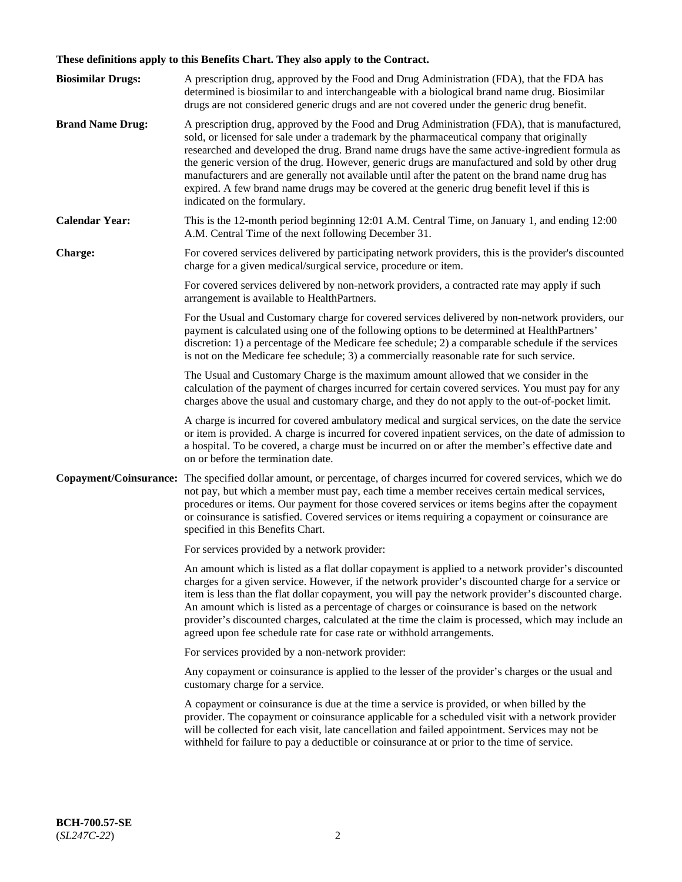**These definitions apply to this Benefits Chart. They also apply to the Contract.**

**Biosimilar Drugs:** A prescription drug, approved by the Food and Drug Administration (FDA), that the FDA has determined is biosimilar to and interchangeable with a biological brand name drug. Biosimilar drugs are not considered generic drugs and are not covered under the generic drug benefit.

**Brand Name Drug:** A prescription drug, approved by the Food and Drug Administration (FDA), that is manufactured, sold, or licensed for sale under a trademark by the pharmaceutical company that originally researched and developed the drug. Brand name drugs have the same active-ingredient formula as the generic version of the drug. However, generic drugs are manufactured and sold by other drug manufacturers and are generally not available until after the patent on the brand name drug has expired. A few brand name drugs may be covered at the generic drug benefit level if this is indicated on the formulary.

**Calendar Year:** This is the 12-month period beginning 12:01 A.M. Central Time, on January 1, and ending 12:00 A.M. Central Time of the next following December 31.

**Charge:** For covered services delivered by participating network providers, this is the provider's discounted charge for a given medical/surgical service, procedure or item.

For covered services delivered by non-network providers, a contracted rate may apply if such arrangement is available to HealthPartners.

For the Usual and Customary charge for covered services delivered by non-network providers, our payment is calculated using one of the following options to be determined at HealthPartners' discretion: 1) a percentage of the Medicare fee schedule; 2) a comparable schedule if the services is not on the Medicare fee schedule; 3) a commercially reasonable rate for such service.

The Usual and Customary Charge is the maximum amount allowed that we consider in the calculation of the payment of charges incurred for certain covered services. You must pay for any charges above the usual and customary charge, and they do not apply to the out-of-pocket limit.

A charge is incurred for covered ambulatory medical and surgical services, on the date the service or item is provided. A charge is incurred for covered inpatient services, on the date of admission to a hospital. To be covered, a charge must be incurred on or after the member's effective date and on or before the termination date.

**Copayment/Coinsurance:** The specified dollar amount, or percentage, of charges incurred for covered services, which we do not pay, but which a member must pay, each time a member receives certain medical services, procedures or items. Our payment for those covered services or items begins after the copayment or coinsurance is satisfied. Covered services or items requiring a copayment or coinsurance are specified in this Benefits Chart.

For services provided by a network provider:

An amount which is listed as a flat dollar copayment is applied to a network provider's discounted charges for a given service. However, if the network provider's discounted charge for a service or item is less than the flat dollar copayment, you will pay the network provider's discounted charge. An amount which is listed as a percentage of charges or coinsurance is based on the network provider's discounted charges, calculated at the time the claim is processed, which may include an agreed upon fee schedule rate for case rate or withhold arrangements.

For services provided by a non-network provider:

Any copayment or coinsurance is applied to the lesser of the provider's charges or the usual and customary charge for a service.

A copayment or coinsurance is due at the time a service is provided, or when billed by the provider. The copayment or coinsurance applicable for a scheduled visit with a network provider will be collected for each visit, late cancellation and failed appointment. Services may not be withheld for failure to pay a deductible or coinsurance at or prior to the time of service.

**BCH-700.57-SE**
(*SL247C-22*)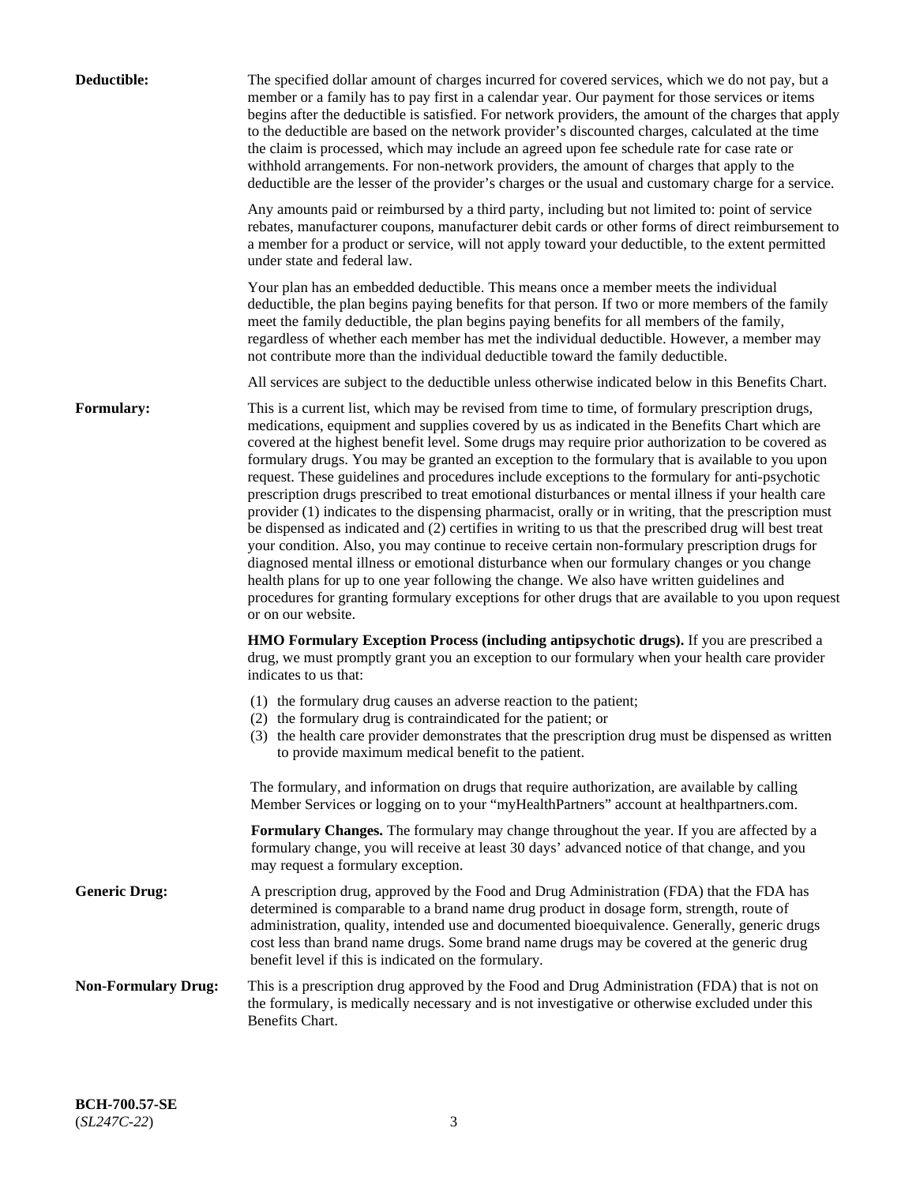**Deductible:** The specified dollar amount of charges incurred for covered services, which we do not pay, but a member or a family has to pay first in a calendar year. Our payment for those services or items begins after the deductible is satisfied. For network providers, the amount of the charges that apply to the deductible are based on the network provider's discounted charges, calculated at the time the claim is processed, which may include an agreed upon fee schedule rate for case rate or withhold arrangements. For non-network providers, the amount of charges that apply to the deductible are the lesser of the provider's charges or the usual and customary charge for a service.

Any amounts paid or reimbursed by a third party, including but not limited to: point of service rebates, manufacturer coupons, manufacturer debit cards or other forms of direct reimbursement to a member for a product or service, will not apply toward your deductible, to the extent permitted under state and federal law.

Your plan has an embedded deductible. This means once a member meets the individual deductible, the plan begins paying benefits for that person. If two or more members of the family meet the family deductible, the plan begins paying benefits for all members of the family, regardless of whether each member has met the individual deductible. However, a member may not contribute more than the individual deductible toward the family deductible.

All services are subject to the deductible unless otherwise indicated below in this Benefits Chart.

**Formulary:** This is a current list, which may be revised from time to time, of formulary prescription drugs, medications, equipment and supplies covered by us as indicated in the Benefits Chart which are covered at the highest benefit level. Some drugs may require prior authorization to be covered as formulary drugs. You may be granted an exception to the formulary that is available to you upon request. These guidelines and procedures include exceptions to the formulary for anti-psychotic prescription drugs prescribed to treat emotional disturbances or mental illness if your health care provider (1) indicates to the dispensing pharmacist, orally or in writing, that the prescription must be dispensed as indicated and (2) certifies in writing to us that the prescribed drug will best treat your condition. Also, you may continue to receive certain non-formulary prescription drugs for diagnosed mental illness or emotional disturbance when our formulary changes or you change health plans for up to one year following the change. We also have written guidelines and procedures for granting formulary exceptions for other drugs that are available to you upon request or on our website.

**HMO Formulary Exception Process (including antipsychotic drugs).** If you are prescribed a drug, we must promptly grant you an exception to our formulary when your health care provider indicates to us that:

(1) the formulary drug causes an adverse reaction to the patient;
(2) the formulary drug is contraindicated for the patient; or
(3) the health care provider demonstrates that the prescription drug must be dispensed as written to provide maximum medical benefit to the patient.

The formulary, and information on drugs that require authorization, are available by calling Member Services or logging on to your "myHealthPartners" account at healthpartners.com.

**Formulary Changes.** The formulary may change throughout the year. If you are affected by a formulary change, you will receive at least 30 days' advanced notice of that change, and you may request a formulary exception.

**Generic Drug:** A prescription drug, approved by the Food and Drug Administration (FDA) that the FDA has determined is comparable to a brand name drug product in dosage form, strength, route of administration, quality, intended use and documented bioequivalence. Generally, generic drugs cost less than brand name drugs. Some brand name drugs may be covered at the generic drug benefit level if this is indicated on the formulary.

**Non-Formulary Drug:** This is a prescription drug approved by the Food and Drug Administration (FDA) that is not on the formulary, is medically necessary and is not investigative or otherwise excluded under this Benefits Chart.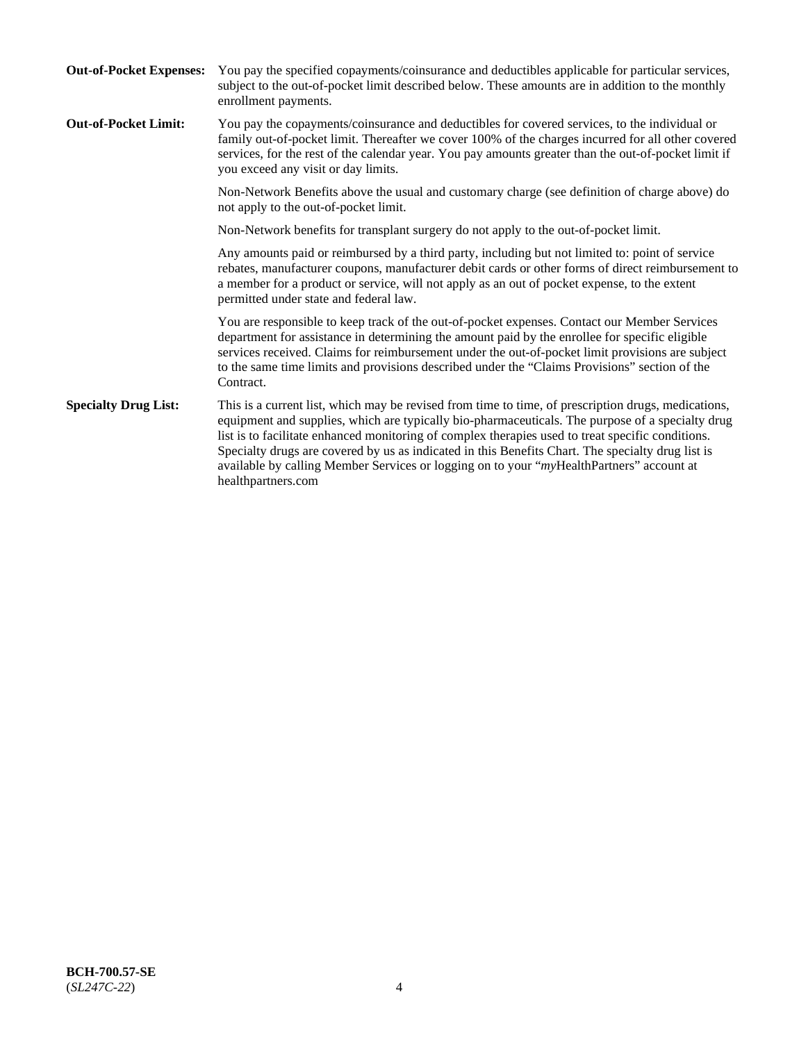**Out-of-Pocket Expenses:** You pay the specified copayments/coinsurance and deductibles applicable for particular services, subject to the out-of-pocket limit described below. These amounts are in addition to the monthly enrollment payments.

**Out-of-Pocket Limit:** You pay the copayments/coinsurance and deductibles for covered services, to the individual or family out-of-pocket limit. Thereafter we cover 100% of the charges incurred for all other covered services, for the rest of the calendar year. You pay amounts greater than the out-of-pocket limit if you exceed any visit or day limits.

Non-Network Benefits above the usual and customary charge (see definition of charge above) do not apply to the out-of-pocket limit.

Non-Network benefits for transplant surgery do not apply to the out-of-pocket limit.

Any amounts paid or reimbursed by a third party, including but not limited to: point of service rebates, manufacturer coupons, manufacturer debit cards or other forms of direct reimbursement to a member for a product or service, will not apply as an out of pocket expense, to the extent permitted under state and federal law.

You are responsible to keep track of the out-of-pocket expenses. Contact our Member Services department for assistance in determining the amount paid by the enrollee for specific eligible services received. Claims for reimbursement under the out-of-pocket limit provisions are subject to the same time limits and provisions described under the "Claims Provisions" section of the Contract.

**Specialty Drug List:** This is a current list, which may be revised from time to time, of prescription drugs, medications, equipment and supplies, which are typically bio-pharmaceuticals. The purpose of a specialty drug list is to facilitate enhanced monitoring of complex therapies used to treat specific conditions. Specialty drugs are covered by us as indicated in this Benefits Chart. The specialty drug list is available by calling Member Services or logging on to your "*my*HealthPartners" account at healthpartners.com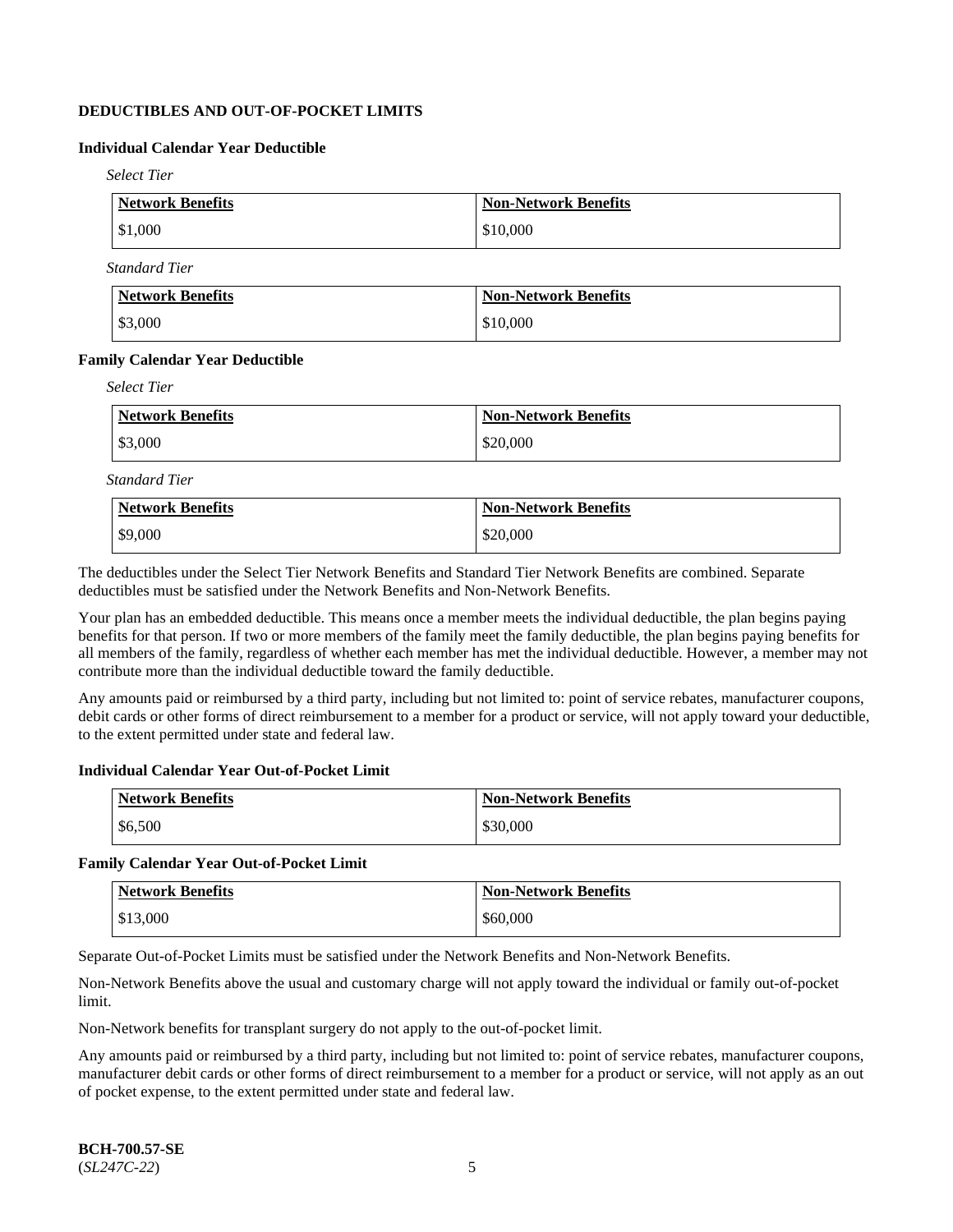### DEDUCTIBLES AND OUT-OF-POCKET LIMITS

#### Individual Calendar Year Deductible

*Select Tier*

| Network Benefits | Non-Network Benefits |
|---|---|
| $1,000 | $10,000 |

*Standard Tier*

| Network Benefits | Non-Network Benefits |
|---|---|
| $3,000 | $10,000 |

#### Family Calendar Year Deductible

*Select Tier*

| Network Benefits | Non-Network Benefits |
|---|---|
| $3,000 | $20,000 |

*Standard Tier*

| Network Benefits | Non-Network Benefits |
|---|---|
| $9,000 | $20,000 |

The deductibles under the Select Tier Network Benefits and Standard Tier Network Benefits are combined. Separate deductibles must be satisfied under the Network Benefits and Non-Network Benefits.

Your plan has an embedded deductible. This means once a member meets the individual deductible, the plan begins paying benefits for that person. If two or more members of the family meet the family deductible, the plan begins paying benefits for all members of the family, regardless of whether each member has met the individual deductible. However, a member may not contribute more than the individual deductible toward the family deductible.

Any amounts paid or reimbursed by a third party, including but not limited to: point of service rebates, manufacturer coupons, debit cards or other forms of direct reimbursement to a member for a product or service, will not apply toward your deductible, to the extent permitted under state and federal law.

#### Individual Calendar Year Out-of-Pocket Limit

| Network Benefits | Non-Network Benefits |
|---|---|
| $6,500 | $30,000 |

#### Family Calendar Year Out-of-Pocket Limit

| Network Benefits | Non-Network Benefits |
|---|---|
| $13,000 | $60,000 |

Separate Out-of-Pocket Limits must be satisfied under the Network Benefits and Non-Network Benefits.

Non-Network Benefits above the usual and customary charge will not apply toward the individual or family out-of-pocket limit.

Non-Network benefits for transplant surgery do not apply to the out-of-pocket limit.

Any amounts paid or reimbursed by a third party, including but not limited to: point of service rebates, manufacturer coupons, manufacturer debit cards or other forms of direct reimbursement to a member for a product or service, will not apply as an out of pocket expense, to the extent permitted under state and federal law.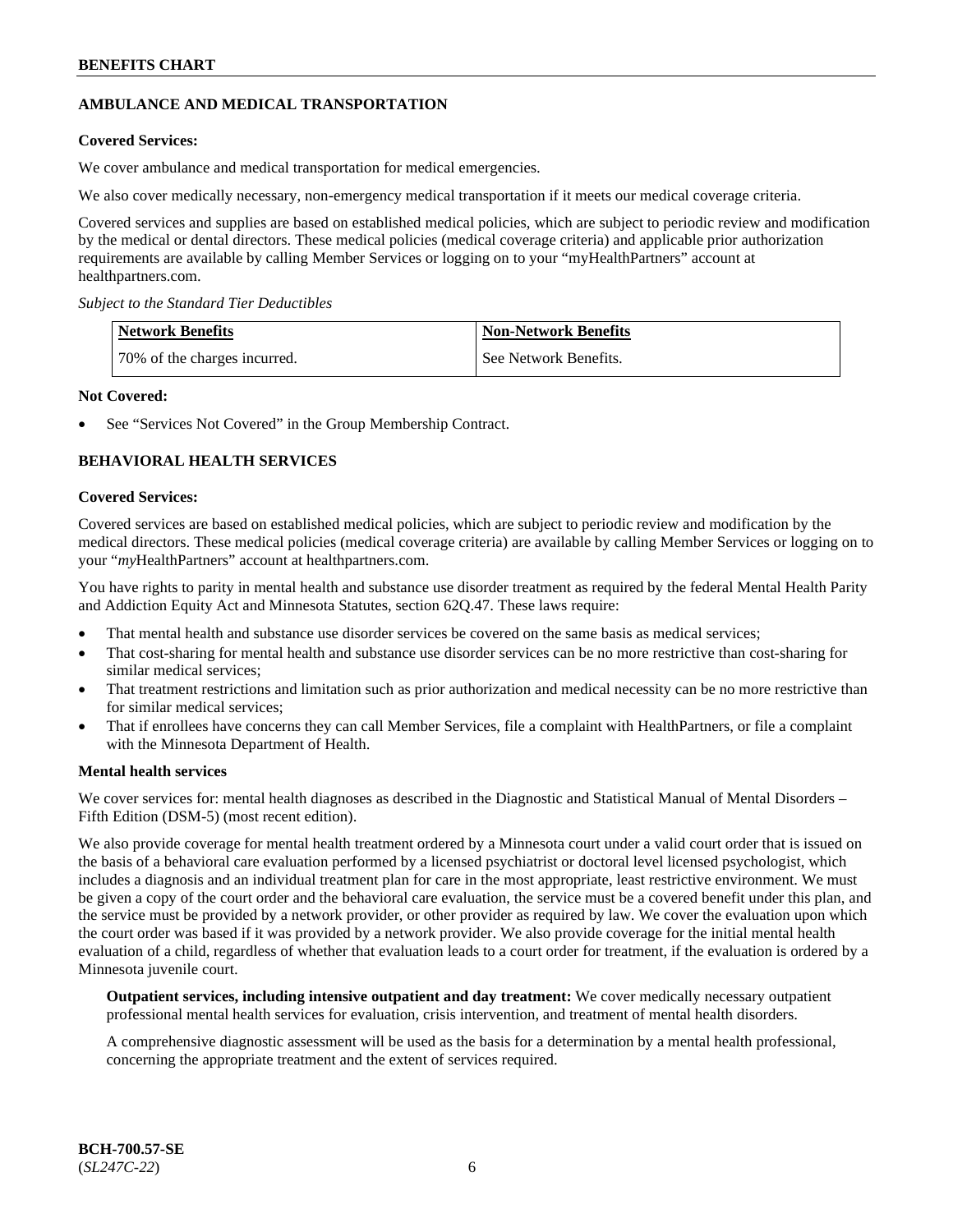## AMBULANCE AND MEDICAL TRANSPORTATION

**Covered Services:**

We cover ambulance and medical transportation for medical emergencies.

We also cover medically necessary, non-emergency medical transportation if it meets our medical coverage criteria.

Covered services and supplies are based on established medical policies, which are subject to periodic review and modification by the medical or dental directors. These medical policies (medical coverage criteria) and applicable prior authorization requirements are available by calling Member Services or logging on to your "myHealthPartners" account at healthpartners.com.

*Subject to the Standard Tier Deductibles*

| Network Benefits | Non-Network Benefits |
|---|---|
| 70% of the charges incurred. | See Network Benefits. |

**Not Covered:**

- See "Services Not Covered" in the Group Membership Contract.

## BEHAVIORAL HEALTH SERVICES

**Covered Services:**

Covered services are based on established medical policies, which are subject to periodic review and modification by the medical directors. These medical policies (medical coverage criteria) are available by calling Member Services or logging on to your "*my*HealthPartners" account at healthpartners.com.

You have rights to parity in mental health and substance use disorder treatment as required by the federal Mental Health Parity and Addiction Equity Act and Minnesota Statutes, section 62Q.47. These laws require:

- That mental health and substance use disorder services be covered on the same basis as medical services;
- That cost-sharing for mental health and substance use disorder services can be no more restrictive than cost-sharing for similar medical services;
- That treatment restrictions and limitation such as prior authorization and medical necessity can be no more restrictive than for similar medical services;
- That if enrollees have concerns they can call Member Services, file a complaint with HealthPartners, or file a complaint with the Minnesota Department of Health.

**Mental health services**

We cover services for: mental health diagnoses as described in the Diagnostic and Statistical Manual of Mental Disorders – Fifth Edition (DSM-5) (most recent edition).

We also provide coverage for mental health treatment ordered by a Minnesota court under a valid court order that is issued on the basis of a behavioral care evaluation performed by a licensed psychiatrist or doctoral level licensed psychologist, which includes a diagnosis and an individual treatment plan for care in the most appropriate, least restrictive environment. We must be given a copy of the court order and the behavioral care evaluation, the service must be a covered benefit under this plan, and the service must be provided by a network provider, or other provider as required by law. We cover the evaluation upon which the court order was based if it was provided by a network provider. We also provide coverage for the initial mental health evaluation of a child, regardless of whether that evaluation leads to a court order for treatment, if the evaluation is ordered by a Minnesota juvenile court.

**Outpatient services, including intensive outpatient and day treatment:** We cover medically necessary outpatient professional mental health services for evaluation, crisis intervention, and treatment of mental health disorders.

A comprehensive diagnostic assessment will be used as the basis for a determination by a mental health professional, concerning the appropriate treatment and the extent of services required.

**BCH-700.57-SE**
(*SL247C-22*)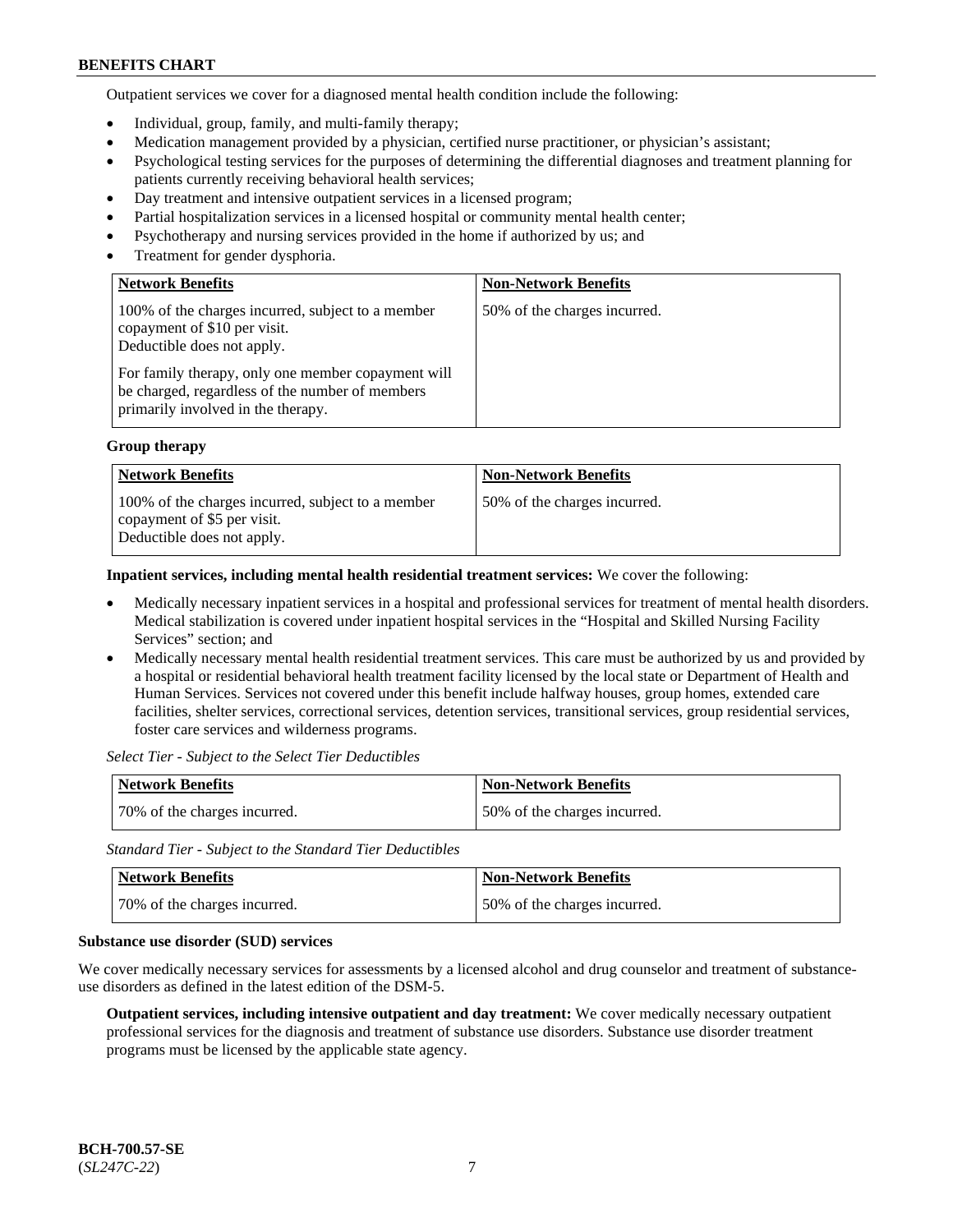Outpatient services we cover for a diagnosed mental health condition include the following:

- Individual, group, family, and multi-family therapy;
- Medication management provided by a physician, certified nurse practitioner, or physician's assistant;
- Psychological testing services for the purposes of determining the differential diagnoses and treatment planning for patients currently receiving behavioral health services;
- Day treatment and intensive outpatient services in a licensed program;
- Partial hospitalization services in a licensed hospital or community mental health center;
- Psychotherapy and nursing services provided in the home if authorized by us; and
- Treatment for gender dysphoria.

| Network Benefits | Non-Network Benefits |
|---|---|
| 100% of the charges incurred, subject to a member copayment of $10 per visit. Deductible does not apply. For family therapy, only one member copayment will be charged, regardless of the number of members primarily involved in the therapy. | 50% of the charges incurred. |

**Group therapy**

| Network Benefits | Non-Network Benefits |
|---|---|
| 100% of the charges incurred, subject to a member copayment of $5 per visit. Deductible does not apply. | 50% of the charges incurred. |

**Inpatient services, including mental health residential treatment services:** We cover the following:

- Medically necessary inpatient services in a hospital and professional services for treatment of mental health disorders. Medical stabilization is covered under inpatient hospital services in the "Hospital and Skilled Nursing Facility Services" section; and
- Medically necessary mental health residential treatment services. This care must be authorized by us and provided by a hospital or residential behavioral health treatment facility licensed by the local state or Department of Health and Human Services. Services not covered under this benefit include halfway houses, group homes, extended care facilities, shelter services, correctional services, detention services, transitional services, group residential services, foster care services and wilderness programs.

*Select Tier - Subject to the Select Tier Deductibles*

| Network Benefits | Non-Network Benefits |
|---|---|
| 70% of the charges incurred. | 50% of the charges incurred. |

*Standard Tier - Subject to the Standard Tier Deductibles*

| Network Benefits | Non-Network Benefits |
|---|---|
| 70% of the charges incurred. | 50% of the charges incurred. |

**Substance use disorder (SUD) services**

We cover medically necessary services for assessments by a licensed alcohol and drug counselor and treatment of substance-use disorders as defined in the latest edition of the DSM-5.

**Outpatient services, including intensive outpatient and day treatment:** We cover medically necessary outpatient professional services for the diagnosis and treatment of substance use disorders. Substance use disorder treatment programs must be licensed by the applicable state agency.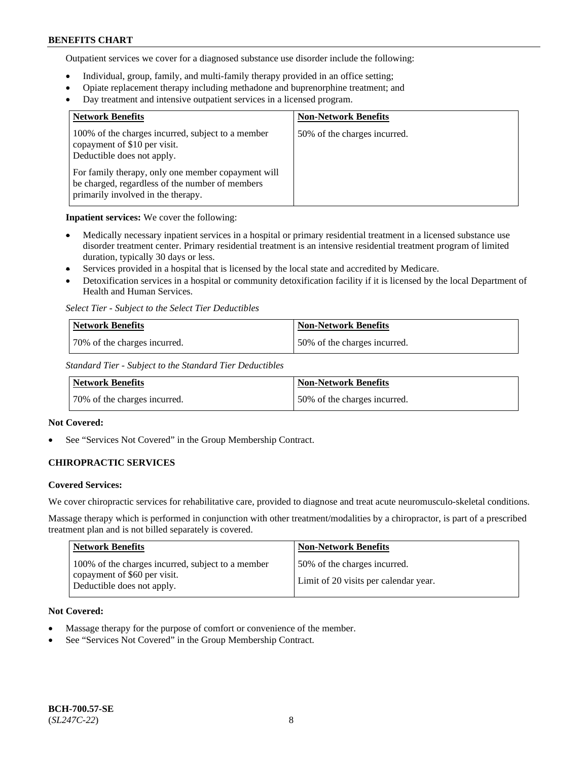Outpatient services we cover for a diagnosed substance use disorder include the following:

- Individual, group, family, and multi-family therapy provided in an office setting;
- Opiate replacement therapy including methadone and buprenorphine treatment; and
- Day treatment and intensive outpatient services in a licensed program.

| Network Benefits | Non-Network Benefits |
|---|---|
| 100% of the charges incurred, subject to a member copayment of $10 per visit. Deductible does not apply.<br><br>For family therapy, only one member copayment will be charged, regardless of the number of members primarily involved in the therapy. | 50% of the charges incurred. |

**Inpatient services:** We cover the following:

- Medically necessary inpatient services in a hospital or primary residential treatment in a licensed substance use disorder treatment center. Primary residential treatment is an intensive residential treatment program of limited duration, typically 30 days or less.
- Services provided in a hospital that is licensed by the local state and accredited by Medicare.
- Detoxification services in a hospital or community detoxification facility if it is licensed by the local Department of Health and Human Services.

*Select Tier - Subject to the Select Tier Deductibles*

| Network Benefits | Non-Network Benefits |
|---|---|
| 70% of the charges incurred. | 50% of the charges incurred. |

*Standard Tier - Subject to the Standard Tier Deductibles*

| Network Benefits | Non-Network Benefits |
|---|---|
| 70% of the charges incurred. | 50% of the charges incurred. |

**Not Covered:**

- See "Services Not Covered" in the Group Membership Contract.

### CHIROPRACTIC SERVICES

**Covered Services:**

We cover chiropractic services for rehabilitative care, provided to diagnose and treat acute neuromusculo-skeletal conditions.

Massage therapy which is performed in conjunction with other treatment/modalities by a chiropractor, is part of a prescribed treatment plan and is not billed separately is covered.

| Network Benefits | Non-Network Benefits |
|---|---|
| 100% of the charges incurred, subject to a member copayment of $60 per visit. Deductible does not apply. | 50% of the charges incurred.<br><br>Limit of 20 visits per calendar year. |

**Not Covered:**

- Massage therapy for the purpose of comfort or convenience of the member.
- See "Services Not Covered" in the Group Membership Contract.

**BCH-700.57-SE**
(*SL247C-22*)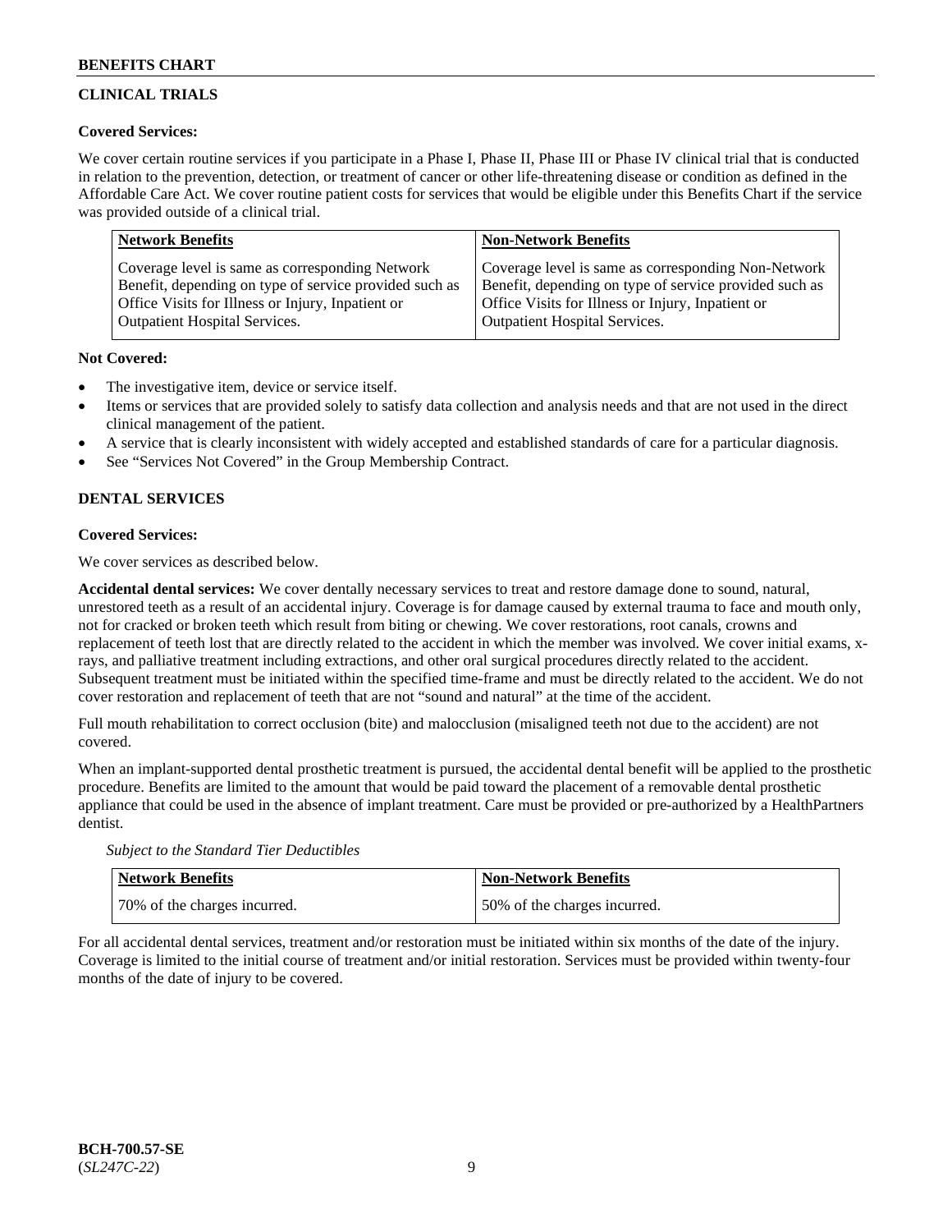## CLINICAL TRIALS

**Covered Services:**

We cover certain routine services if you participate in a Phase I, Phase II, Phase III or Phase IV clinical trial that is conducted in relation to the prevention, detection, or treatment of cancer or other life-threatening disease or condition as defined in the Affordable Care Act. We cover routine patient costs for services that would be eligible under this Benefits Chart if the service was provided outside of a clinical trial.

| Network Benefits | Non-Network Benefits |
|---|---|
| Coverage level is same as corresponding Network Benefit, depending on type of service provided such as Office Visits for Illness or Injury, Inpatient or Outpatient Hospital Services. | Coverage level is same as corresponding Non-Network Benefit, depending on type of service provided such as Office Visits for Illness or Injury, Inpatient or Outpatient Hospital Services. |

**Not Covered:**

- The investigative item, device or service itself.
- Items or services that are provided solely to satisfy data collection and analysis needs and that are not used in the direct clinical management of the patient.
- A service that is clearly inconsistent with widely accepted and established standards of care for a particular diagnosis.
- See "Services Not Covered" in the Group Membership Contract.

## DENTAL SERVICES

**Covered Services:**

We cover services as described below.

**Accidental dental services:** We cover dentally necessary services to treat and restore damage done to sound, natural, unrestored teeth as a result of an accidental injury. Coverage is for damage caused by external trauma to face and mouth only, not for cracked or broken teeth which result from biting or chewing. We cover restorations, root canals, crowns and replacement of teeth lost that are directly related to the accident in which the member was involved. We cover initial exams, x-rays, and palliative treatment including extractions, and other oral surgical procedures directly related to the accident. Subsequent treatment must be initiated within the specified time-frame and must be directly related to the accident. We do not cover restoration and replacement of teeth that are not "sound and natural" at the time of the accident.

Full mouth rehabilitation to correct occlusion (bite) and malocclusion (misaligned teeth not due to the accident) are not covered.

When an implant-supported dental prosthetic treatment is pursued, the accidental dental benefit will be applied to the prosthetic procedure. Benefits are limited to the amount that would be paid toward the placement of a removable dental prosthetic appliance that could be used in the absence of implant treatment. Care must be provided or pre-authorized by a HealthPartners dentist.

*Subject to the Standard Tier Deductibles*

| Network Benefits | Non-Network Benefits |
|---|---|
| 70% of the charges incurred. | 50% of the charges incurred. |

For all accidental dental services, treatment and/or restoration must be initiated within six months of the date of the injury. Coverage is limited to the initial course of treatment and/or initial restoration. Services must be provided within twenty-four months of the date of injury to be covered.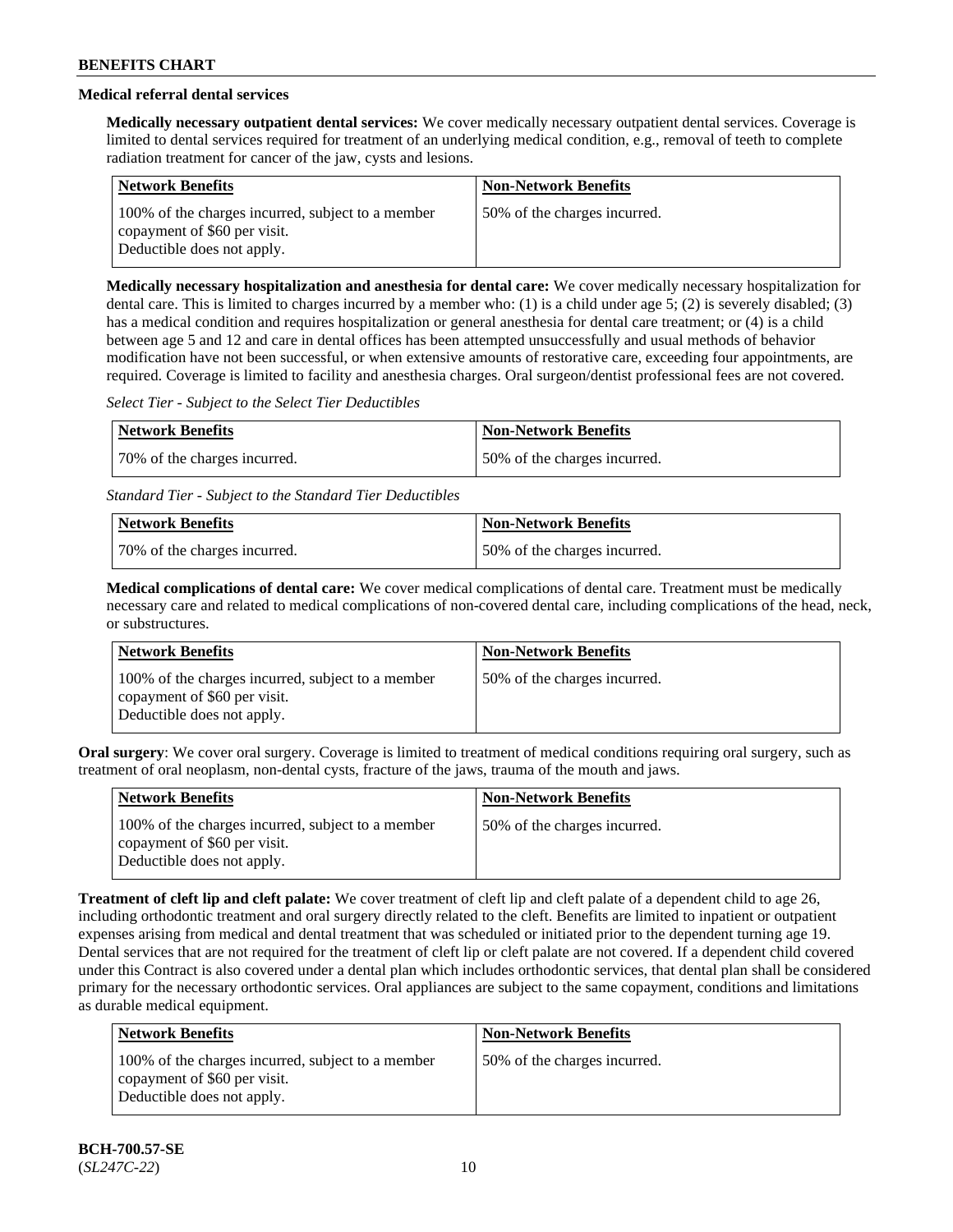### Medical referral dental services

**Medically necessary outpatient dental services:** We cover medically necessary outpatient dental services. Coverage is limited to dental services required for treatment of an underlying medical condition, e.g., removal of teeth to complete radiation treatment for cancer of the jaw, cysts and lesions.

| Network Benefits | Non-Network Benefits |
|---|---|
| 100% of the charges incurred, subject to a member copayment of $60 per visit. Deductible does not apply. | 50% of the charges incurred. |

**Medically necessary hospitalization and anesthesia for dental care:** We cover medically necessary hospitalization for dental care. This is limited to charges incurred by a member who: (1) is a child under age 5; (2) is severely disabled; (3) has a medical condition and requires hospitalization or general anesthesia for dental care treatment; or (4) is a child between age 5 and 12 and care in dental offices has been attempted unsuccessfully and usual methods of behavior modification have not been successful, or when extensive amounts of restorative care, exceeding four appointments, are required. Coverage is limited to facility and anesthesia charges. Oral surgeon/dentist professional fees are not covered.

*Select Tier - Subject to the Select Tier Deductibles*

| Network Benefits | Non-Network Benefits |
|---|---|
| 70% of the charges incurred. | 50% of the charges incurred. |

*Standard Tier - Subject to the Standard Tier Deductibles*

| Network Benefits | Non-Network Benefits |
|---|---|
| 70% of the charges incurred. | 50% of the charges incurred. |

**Medical complications of dental care:** We cover medical complications of dental care. Treatment must be medically necessary care and related to medical complications of non-covered dental care, including complications of the head, neck, or substructures.

| Network Benefits | Non-Network Benefits |
|---|---|
| 100% of the charges incurred, subject to a member copayment of $60 per visit. Deductible does not apply. | 50% of the charges incurred. |

**Oral surgery**: We cover oral surgery. Coverage is limited to treatment of medical conditions requiring oral surgery, such as treatment of oral neoplasm, non-dental cysts, fracture of the jaws, trauma of the mouth and jaws.

| Network Benefits | Non-Network Benefits |
|---|---|
| 100% of the charges incurred, subject to a member copayment of $60 per visit. Deductible does not apply. | 50% of the charges incurred. |

**Treatment of cleft lip and cleft palate:** We cover treatment of cleft lip and cleft palate of a dependent child to age 26, including orthodontic treatment and oral surgery directly related to the cleft. Benefits are limited to inpatient or outpatient expenses arising from medical and dental treatment that was scheduled or initiated prior to the dependent turning age 19. Dental services that are not required for the treatment of cleft lip or cleft palate are not covered. If a dependent child covered under this Contract is also covered under a dental plan which includes orthodontic services, that dental plan shall be considered primary for the necessary orthodontic services. Oral appliances are subject to the same copayment, conditions and limitations as durable medical equipment.

| Network Benefits | Non-Network Benefits |
|---|---|
| 100% of the charges incurred, subject to a member copayment of $60 per visit. Deductible does not apply. | 50% of the charges incurred. |

**BCH-700.57-SE**
(*SL247C-22*)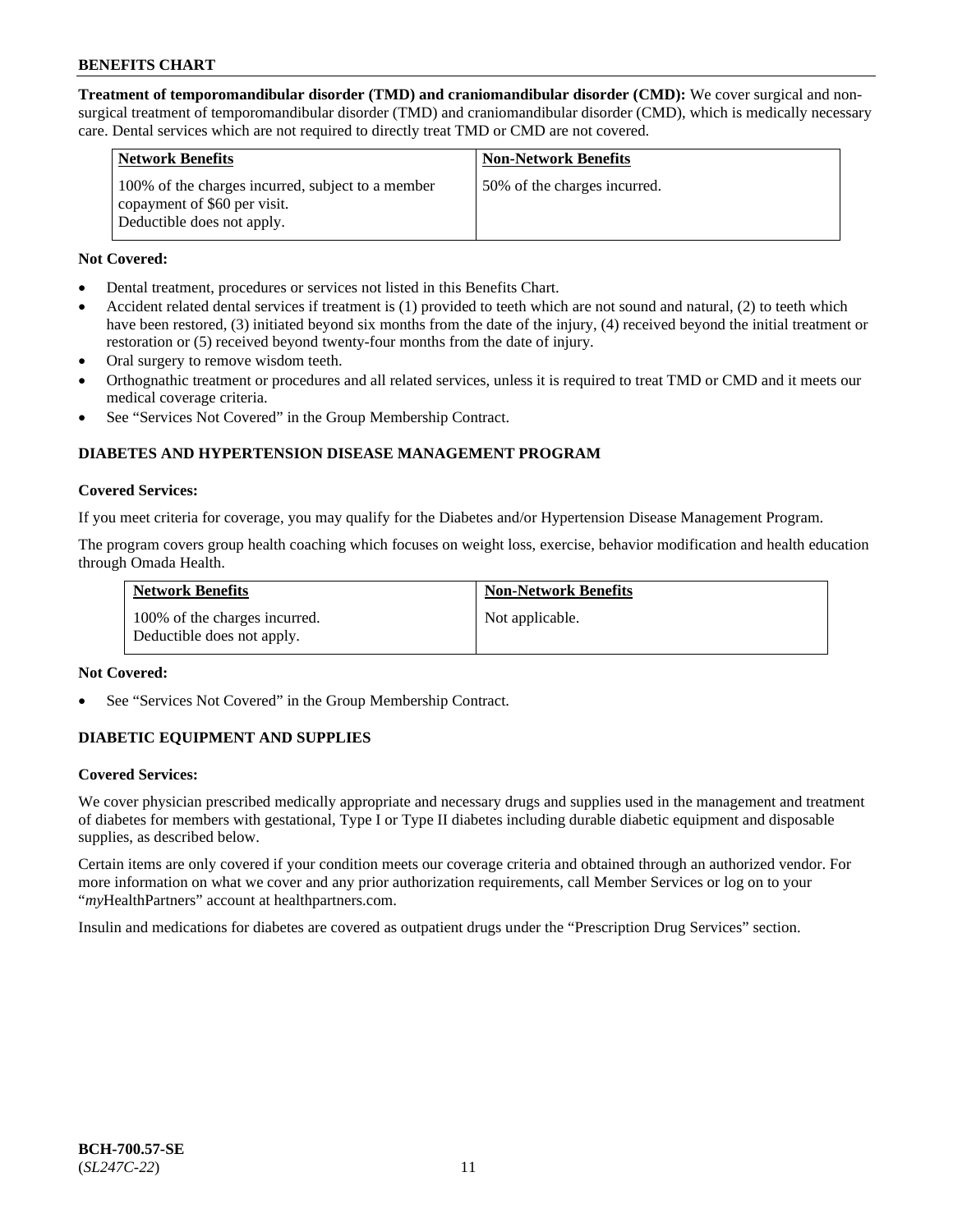**Treatment of temporomandibular disorder (TMD) and craniomandibular disorder (CMD):** We cover surgical and non-surgical treatment of temporomandibular disorder (TMD) and craniomandibular disorder (CMD), which is medically necessary care. Dental services which are not required to directly treat TMD or CMD are not covered.

| Network Benefits | Non-Network Benefits |
|---|---|
| 100% of the charges incurred, subject to a member copayment of $60 per visit. Deductible does not apply. | 50% of the charges incurred. |

**Not Covered:**

- Dental treatment, procedures or services not listed in this Benefits Chart.
- Accident related dental services if treatment is (1) provided to teeth which are not sound and natural, (2) to teeth which have been restored, (3) initiated beyond six months from the date of the injury, (4) received beyond the initial treatment or restoration or (5) received beyond twenty-four months from the date of injury.
- Oral surgery to remove wisdom teeth.
- Orthognathic treatment or procedures and all related services, unless it is required to treat TMD or CMD and it meets our medical coverage criteria.
- See "Services Not Covered" in the Group Membership Contract.

## DIABETES AND HYPERTENSION DISEASE MANAGEMENT PROGRAM

**Covered Services:**

If you meet criteria for coverage, you may qualify for the Diabetes and/or Hypertension Disease Management Program.

The program covers group health coaching which focuses on weight loss, exercise, behavior modification and health education through Omada Health.

| Network Benefits | Non-Network Benefits |
|---|---|
| 100% of the charges incurred. Deductible does not apply. | Not applicable. |

**Not Covered:**

- See "Services Not Covered" in the Group Membership Contract.

## DIABETIC EQUIPMENT AND SUPPLIES

**Covered Services:**

We cover physician prescribed medically appropriate and necessary drugs and supplies used in the management and treatment of diabetes for members with gestational, Type I or Type II diabetes including durable diabetic equipment and disposable supplies, as described below.

Certain items are only covered if your condition meets our coverage criteria and obtained through an authorized vendor. For more information on what we cover and any prior authorization requirements, call Member Services or log on to your "*my*HealthPartners" account at healthpartners.com.

Insulin and medications for diabetes are covered as outpatient drugs under the "Prescription Drug Services" section.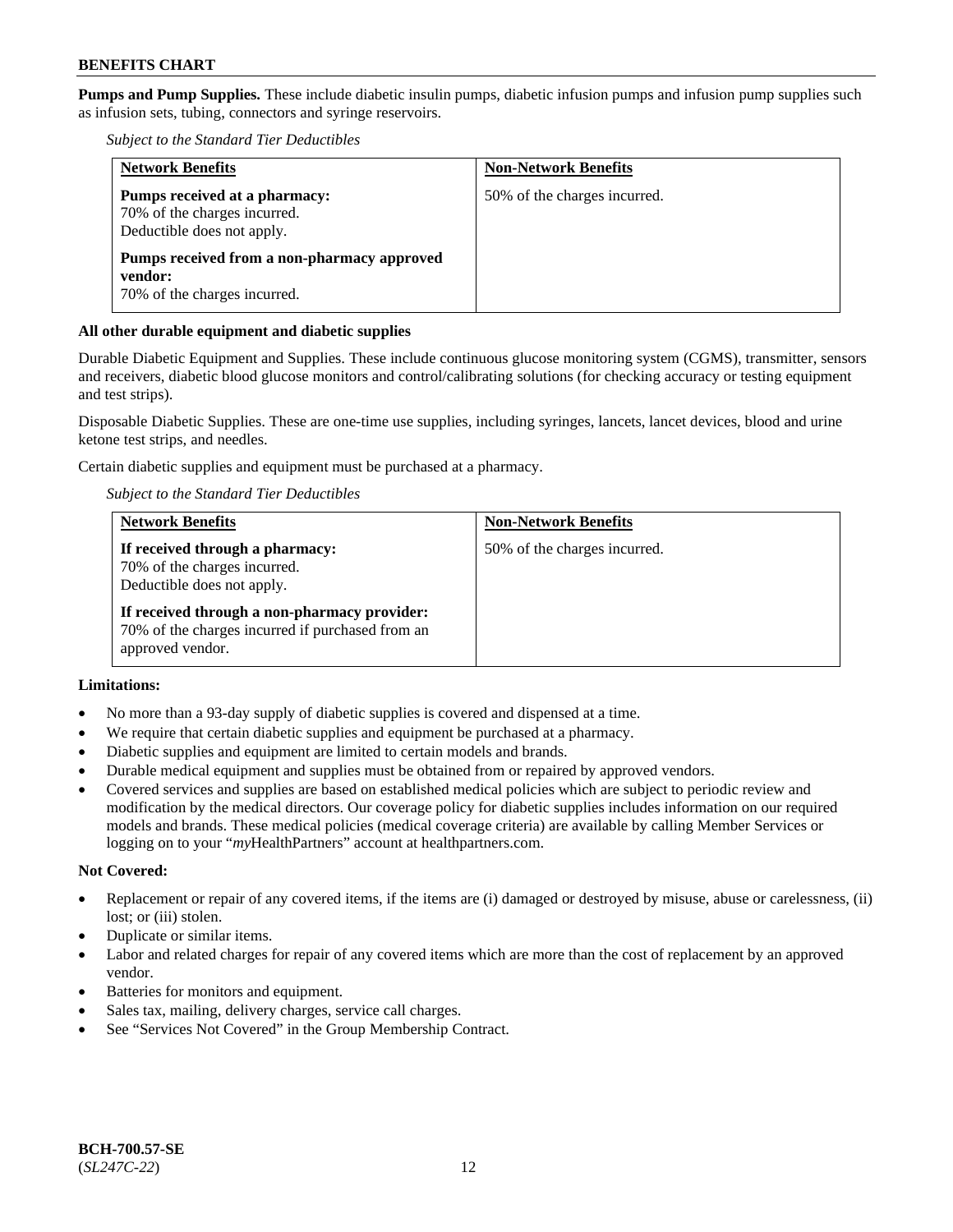**Pumps and Pump Supplies.** These include diabetic insulin pumps, diabetic infusion pumps and infusion pump supplies such as infusion sets, tubing, connectors and syringe reservoirs.

*Subject to the Standard Tier Deductibles*

| Network Benefits | Non-Network Benefits |
| --- | --- |
| **Pumps received at a pharmacy:**<br>70% of the charges incurred.<br>Deductible does not apply.<br><br>**Pumps received from a non-pharmacy approved vendor:**<br>70% of the charges incurred. | 50% of the charges incurred. |

**All other durable equipment and diabetic supplies**

Durable Diabetic Equipment and Supplies. These include continuous glucose monitoring system (CGMS), transmitter, sensors and receivers, diabetic blood glucose monitors and control/calibrating solutions (for checking accuracy or testing equipment and test strips).

Disposable Diabetic Supplies. These are one-time use supplies, including syringes, lancets, lancet devices, blood and urine ketone test strips, and needles.

Certain diabetic supplies and equipment must be purchased at a pharmacy.

*Subject to the Standard Tier Deductibles*

| Network Benefits | Non-Network Benefits |
| --- | --- |
| **If received through a pharmacy:**<br>70% of the charges incurred.<br>Deductible does not apply.<br><br>**If received through a non-pharmacy provider:**<br>70% of the charges incurred if purchased from an approved vendor. | 50% of the charges incurred. |

**Limitations:**

- No more than a 93-day supply of diabetic supplies is covered and dispensed at a time.
- We require that certain diabetic supplies and equipment be purchased at a pharmacy.
- Diabetic supplies and equipment are limited to certain models and brands.
- Durable medical equipment and supplies must be obtained from or repaired by approved vendors.
- Covered services and supplies are based on established medical policies which are subject to periodic review and modification by the medical directors. Our coverage policy for diabetic supplies includes information on our required models and brands. These medical policies (medical coverage criteria) are available by calling Member Services or logging on to your "*my*HealthPartners" account at healthpartners.com.

**Not Covered:**

- Replacement or repair of any covered items, if the items are (i) damaged or destroyed by misuse, abuse or carelessness, (ii) lost; or (iii) stolen.
- Duplicate or similar items.
- Labor and related charges for repair of any covered items which are more than the cost of replacement by an approved vendor.
- Batteries for monitors and equipment.
- Sales tax, mailing, delivery charges, service call charges.
- See "Services Not Covered" in the Group Membership Contract.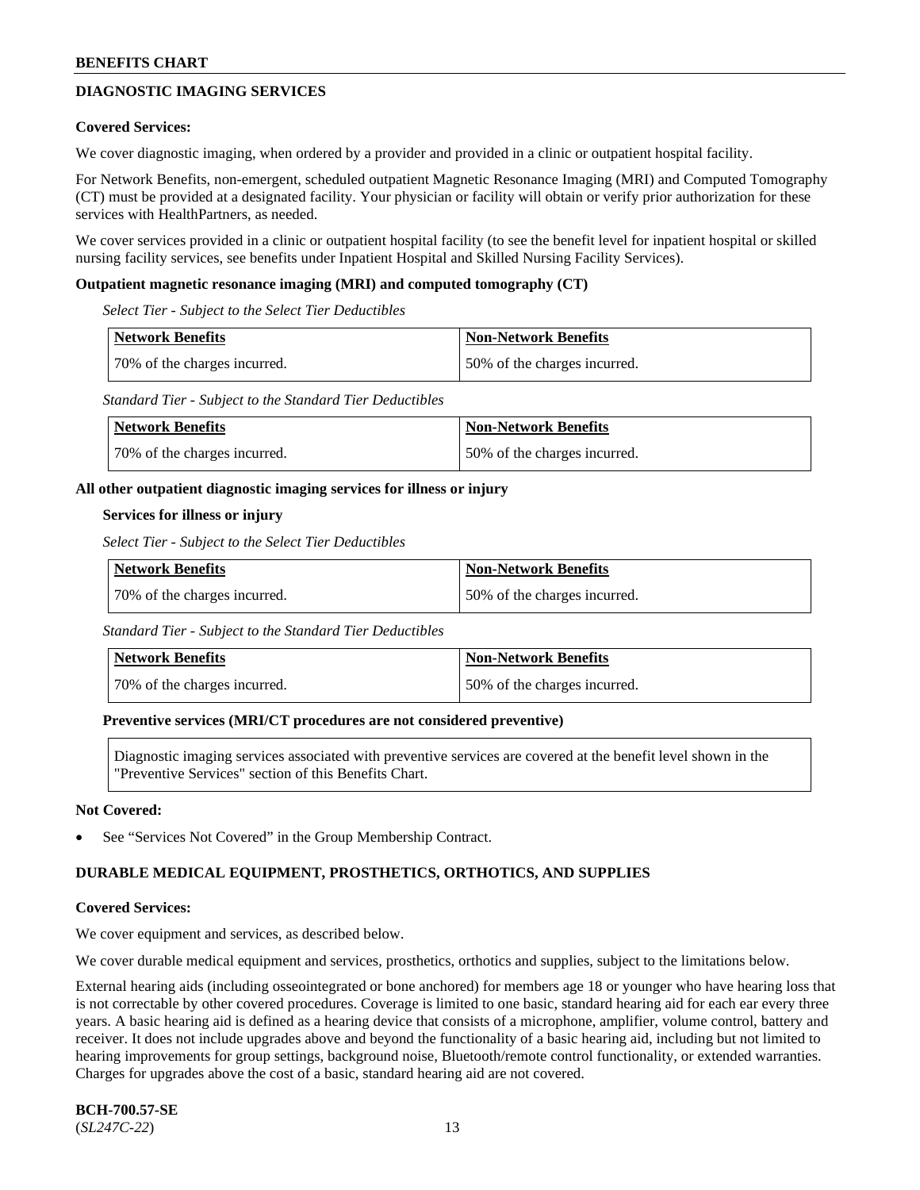## DIAGNOSTIC IMAGING SERVICES

**Covered Services:**

We cover diagnostic imaging, when ordered by a provider and provided in a clinic or outpatient hospital facility.

For Network Benefits, non-emergent, scheduled outpatient Magnetic Resonance Imaging (MRI) and Computed Tomography (CT) must be provided at a designated facility. Your physician or facility will obtain or verify prior authorization for these services with HealthPartners, as needed.

We cover services provided in a clinic or outpatient hospital facility (to see the benefit level for inpatient hospital or skilled nursing facility services, see benefits under Inpatient Hospital and Skilled Nursing Facility Services).

**Outpatient magnetic resonance imaging (MRI) and computed tomography (CT)**

*Select Tier - Subject to the Select Tier Deductibles*

| Network Benefits | Non-Network Benefits |
|---|---|
| 70% of the charges incurred. | 50% of the charges incurred. |

*Standard Tier - Subject to the Standard Tier Deductibles*

| Network Benefits | Non-Network Benefits |
|---|---|
| 70% of the charges incurred. | 50% of the charges incurred. |

**All other outpatient diagnostic imaging services for illness or injury**

**Services for illness or injury**

*Select Tier - Subject to the Select Tier Deductibles*

| Network Benefits | Non-Network Benefits |
|---|---|
| 70% of the charges incurred. | 50% of the charges incurred. |

*Standard Tier - Subject to the Standard Tier Deductibles*

| Network Benefits | Non-Network Benefits |
|---|---|
| 70% of the charges incurred. | 50% of the charges incurred. |

**Preventive services (MRI/CT procedures are not considered preventive)**

Diagnostic imaging services associated with preventive services are covered at the benefit level shown in the "Preventive Services" section of this Benefits Chart.

**Not Covered:**

- See "Services Not Covered" in the Group Membership Contract.

## DURABLE MEDICAL EQUIPMENT, PROSTHETICS, ORTHOTICS, AND SUPPLIES

**Covered Services:**

We cover equipment and services, as described below.

We cover durable medical equipment and services, prosthetics, orthotics and supplies, subject to the limitations below.

External hearing aids (including osseointegrated or bone anchored) for members age 18 or younger who have hearing loss that is not correctable by other covered procedures. Coverage is limited to one basic, standard hearing aid for each ear every three years. A basic hearing aid is defined as a hearing device that consists of a microphone, amplifier, volume control, battery and receiver. It does not include upgrades above and beyond the functionality of a basic hearing aid, including but not limited to hearing improvements for group settings, background noise, Bluetooth/remote control functionality, or extended warranties. Charges for upgrades above the cost of a basic, standard hearing aid are not covered.

**BCH-700.57-SE**
(*SL247C-22*)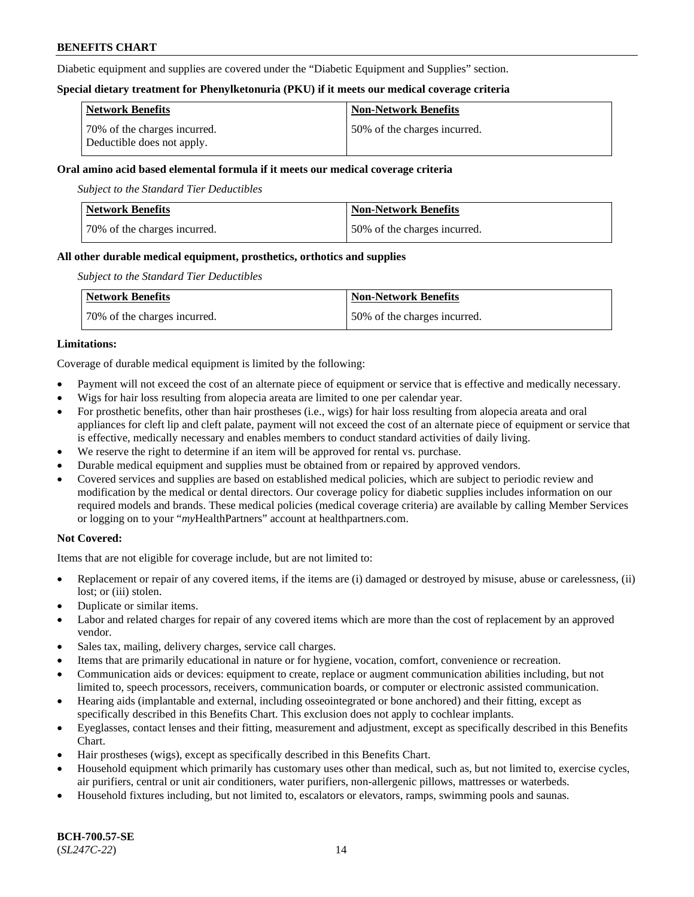Diabetic equipment and supplies are covered under the "Diabetic Equipment and Supplies" section.

**Special dietary treatment for Phenylketonuria (PKU) if it meets our medical coverage criteria**

| Network Benefits | Non-Network Benefits |
|---|---|
| 70% of the charges incurred. Deductible does not apply. | 50% of the charges incurred. |

**Oral amino acid based elemental formula if it meets our medical coverage criteria**

*Subject to the Standard Tier Deductibles*

| Network Benefits | Non-Network Benefits |
|---|---|
| 70% of the charges incurred. | 50% of the charges incurred. |

**All other durable medical equipment, prosthetics, orthotics and supplies**

*Subject to the Standard Tier Deductibles*

| Network Benefits | Non-Network Benefits |
|---|---|
| 70% of the charges incurred. | 50% of the charges incurred. |

**Limitations:**

Coverage of durable medical equipment is limited by the following:

- Payment will not exceed the cost of an alternate piece of equipment or service that is effective and medically necessary.
- Wigs for hair loss resulting from alopecia areata are limited to one per calendar year.
- For prosthetic benefits, other than hair prostheses (i.e., wigs) for hair loss resulting from alopecia areata and oral appliances for cleft lip and cleft palate, payment will not exceed the cost of an alternate piece of equipment or service that is effective, medically necessary and enables members to conduct standard activities of daily living.
- We reserve the right to determine if an item will be approved for rental vs. purchase.
- Durable medical equipment and supplies must be obtained from or repaired by approved vendors.
- Covered services and supplies are based on established medical policies, which are subject to periodic review and modification by the medical or dental directors. Our coverage policy for diabetic supplies includes information on our required models and brands. These medical policies (medical coverage criteria) are available by calling Member Services or logging on to your "*my*HealthPartners" account at healthpartners.com.

**Not Covered:**

Items that are not eligible for coverage include, but are not limited to:

- Replacement or repair of any covered items, if the items are (i) damaged or destroyed by misuse, abuse or carelessness, (ii) lost; or (iii) stolen.
- Duplicate or similar items.
- Labor and related charges for repair of any covered items which are more than the cost of replacement by an approved vendor.
- Sales tax, mailing, delivery charges, service call charges.
- Items that are primarily educational in nature or for hygiene, vocation, comfort, convenience or recreation.
- Communication aids or devices: equipment to create, replace or augment communication abilities including, but not limited to, speech processors, receivers, communication boards, or computer or electronic assisted communication.
- Hearing aids (implantable and external, including osseointegrated or bone anchored) and their fitting, except as specifically described in this Benefits Chart. This exclusion does not apply to cochlear implants.
- Eyeglasses, contact lenses and their fitting, measurement and adjustment, except as specifically described in this Benefits Chart.
- Hair prostheses (wigs), except as specifically described in this Benefits Chart.
- Household equipment which primarily has customary uses other than medical, such as, but not limited to, exercise cycles, air purifiers, central or unit air conditioners, water purifiers, non-allergenic pillows, mattresses or waterbeds.
- Household fixtures including, but not limited to, escalators or elevators, ramps, swimming pools and saunas.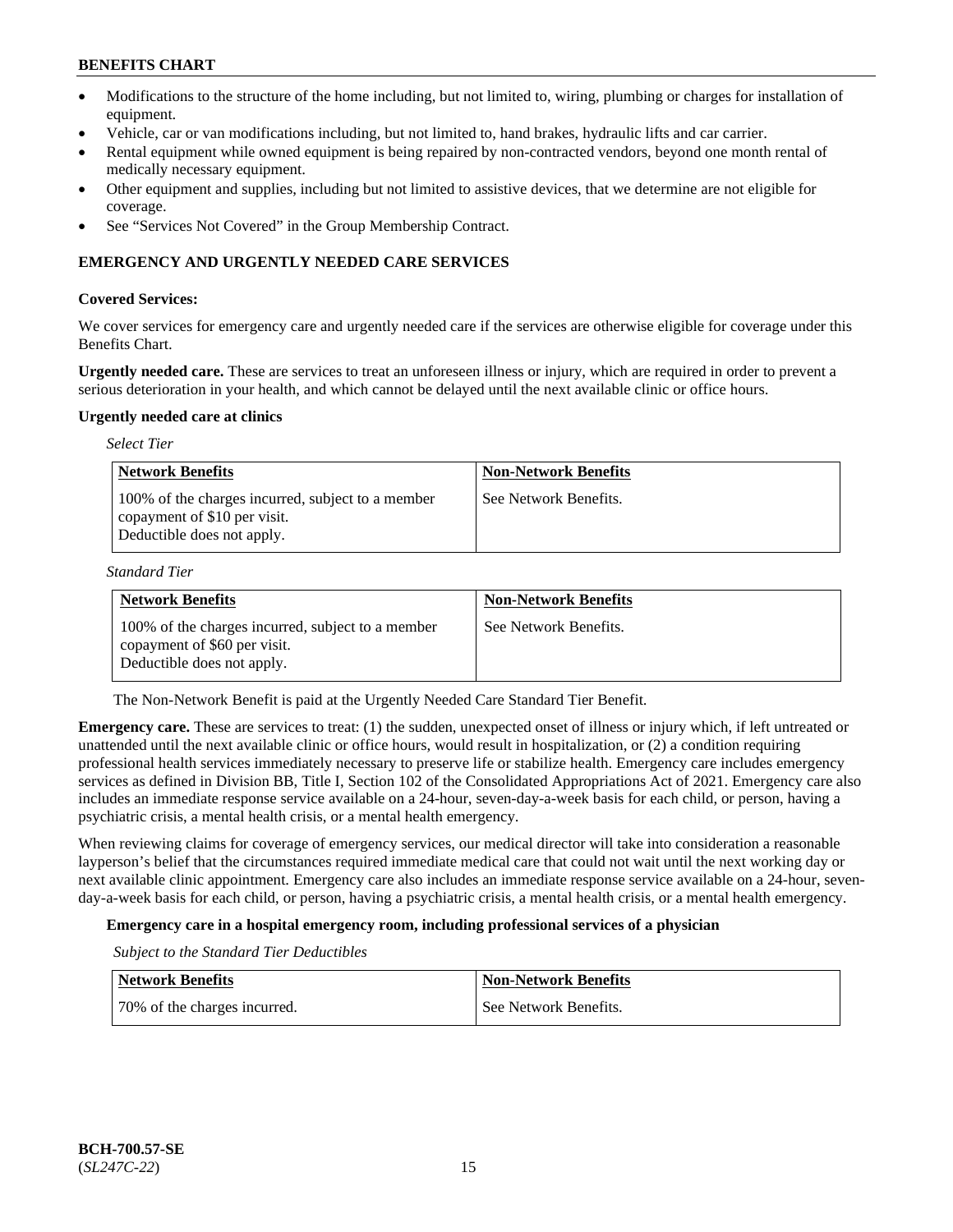- Modifications to the structure of the home including, but not limited to, wiring, plumbing or charges for installation of equipment.
- Vehicle, car or van modifications including, but not limited to, hand brakes, hydraulic lifts and car carrier.
- Rental equipment while owned equipment is being repaired by non-contracted vendors, beyond one month rental of medically necessary equipment.
- Other equipment and supplies, including but not limited to assistive devices, that we determine are not eligible for coverage.
- See "Services Not Covered" in the Group Membership Contract.

## EMERGENCY AND URGENTLY NEEDED CARE SERVICES

**Covered Services:**

We cover services for emergency care and urgently needed care if the services are otherwise eligible for coverage under this Benefits Chart.

**Urgently needed care.** These are services to treat an unforeseen illness or injury, which are required in order to prevent a serious deterioration in your health, and which cannot be delayed until the next available clinic or office hours.

**Urgently needed care at clinics**

*Select Tier*

| Network Benefits | Non-Network Benefits |
|---|---|
| 100% of the charges incurred, subject to a member copayment of $10 per visit. Deductible does not apply. | See Network Benefits. |

*Standard Tier*

| Network Benefits | Non-Network Benefits |
|---|---|
| 100% of the charges incurred, subject to a member copayment of $60 per visit. Deductible does not apply. | See Network Benefits. |

The Non-Network Benefit is paid at the Urgently Needed Care Standard Tier Benefit.

**Emergency care.** These are services to treat: (1) the sudden, unexpected onset of illness or injury which, if left untreated or unattended until the next available clinic or office hours, would result in hospitalization, or (2) a condition requiring professional health services immediately necessary to preserve life or stabilize health. Emergency care includes emergency services as defined in Division BB, Title I, Section 102 of the Consolidated Appropriations Act of 2021. Emergency care also includes an immediate response service available on a 24-hour, seven-day-a-week basis for each child, or person, having a psychiatric crisis, a mental health crisis, or a mental health emergency.

When reviewing claims for coverage of emergency services, our medical director will take into consideration a reasonable layperson's belief that the circumstances required immediate medical care that could not wait until the next working day or next available clinic appointment. Emergency care also includes an immediate response service available on a 24-hour, seven-day-a-week basis for each child, or person, having a psychiatric crisis, a mental health crisis, or a mental health emergency.

**Emergency care in a hospital emergency room, including professional services of a physician**

*Subject to the Standard Tier Deductibles*

| Network Benefits | Non-Network Benefits |
|---|---|
| 70% of the charges incurred. | See Network Benefits. |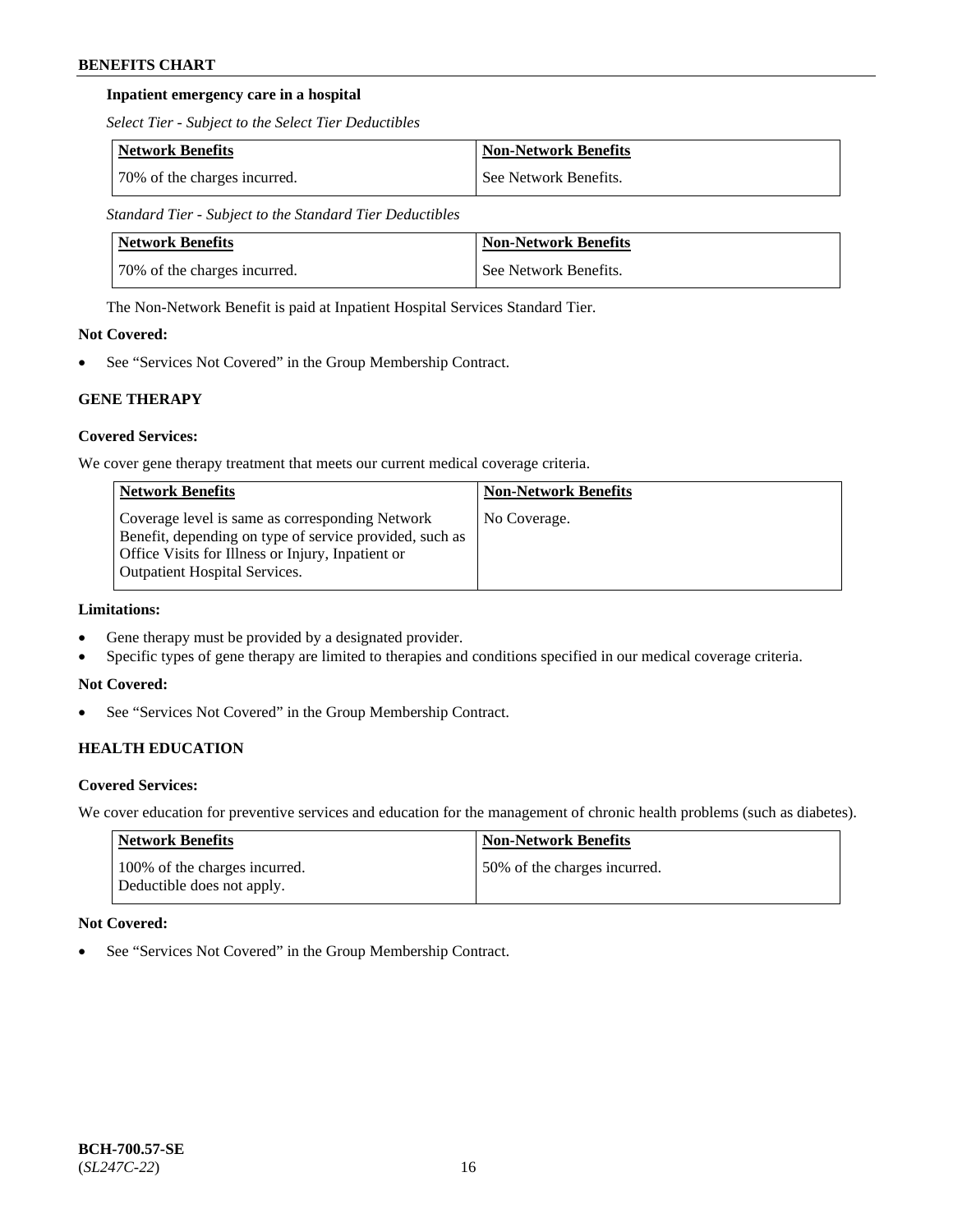**Inpatient emergency care in a hospital**

*Select Tier - Subject to the Select Tier Deductibles*

| Network Benefits | Non-Network Benefits |
| --- | --- |
| 70% of the charges incurred. | See Network Benefits. |

*Standard Tier - Subject to the Standard Tier Deductibles*

| Network Benefits | Non-Network Benefits |
| --- | --- |
| 70% of the charges incurred. | See Network Benefits. |

The Non-Network Benefit is paid at Inpatient Hospital Services Standard Tier.

**Not Covered:**

- See "Services Not Covered" in the Group Membership Contract.

### GENE THERAPY

**Covered Services:**

We cover gene therapy treatment that meets our current medical coverage criteria.

| Network Benefits | Non-Network Benefits |
| --- | --- |
| Coverage level is same as corresponding Network Benefit, depending on type of service provided, such as Office Visits for Illness or Injury, Inpatient or Outpatient Hospital Services. | No Coverage. |

**Limitations:**

- Gene therapy must be provided by a designated provider.
- Specific types of gene therapy are limited to therapies and conditions specified in our medical coverage criteria.

**Not Covered:**

- See "Services Not Covered" in the Group Membership Contract.

### HEALTH EDUCATION

**Covered Services:**

We cover education for preventive services and education for the management of chronic health problems (such as diabetes).

| Network Benefits | Non-Network Benefits |
| --- | --- |
| 100% of the charges incurred. Deductible does not apply. | 50% of the charges incurred. |

**Not Covered:**

- See "Services Not Covered" in the Group Membership Contract.

**BCH-700.57-SE**
(*SL247C-22*)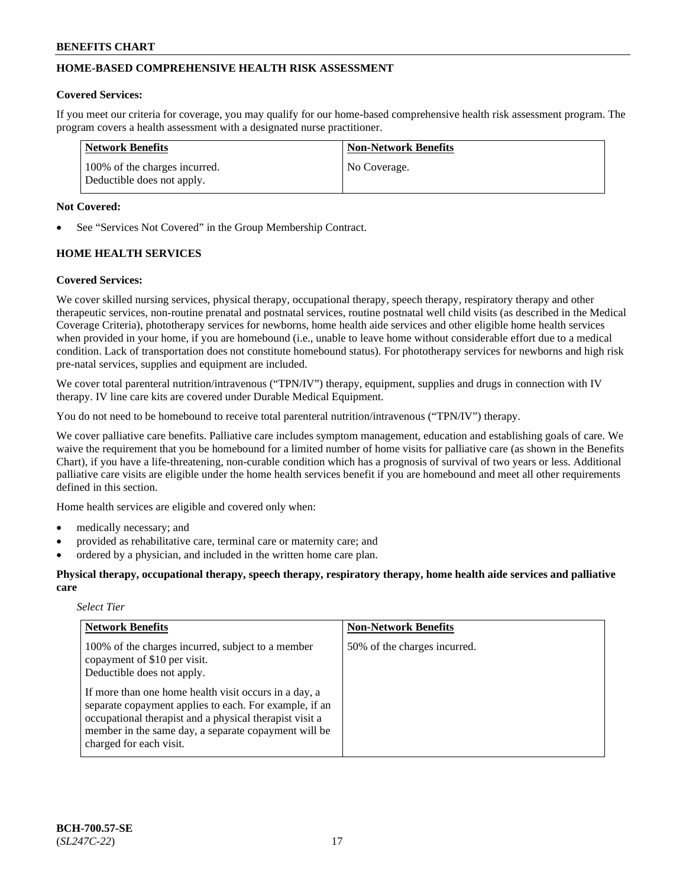## HOME-BASED COMPREHENSIVE HEALTH RISK ASSESSMENT

**Covered Services:**

If you meet our criteria for coverage, you may qualify for our home-based comprehensive health risk assessment program. The program covers a health assessment with a designated nurse practitioner.

| Network Benefits | Non-Network Benefits |
|---|---|
| 100% of the charges incurred.<br>Deductible does not apply. | No Coverage. |

**Not Covered:**

- See "Services Not Covered" in the Group Membership Contract.

## HOME HEALTH SERVICES

**Covered Services:**

We cover skilled nursing services, physical therapy, occupational therapy, speech therapy, respiratory therapy and other therapeutic services, non-routine prenatal and postnatal services, routine postnatal well child visits (as described in the Medical Coverage Criteria), phototherapy services for newborns, home health aide services and other eligible home health services when provided in your home, if you are homebound (i.e., unable to leave home without considerable effort due to a medical condition. Lack of transportation does not constitute homebound status). For phototherapy services for newborns and high risk pre-natal services, supplies and equipment are included.

We cover total parenteral nutrition/intravenous ("TPN/IV") therapy, equipment, supplies and drugs in connection with IV therapy. IV line care kits are covered under Durable Medical Equipment.

You do not need to be homebound to receive total parenteral nutrition/intravenous ("TPN/IV") therapy.

We cover palliative care benefits. Palliative care includes symptom management, education and establishing goals of care. We waive the requirement that you be homebound for a limited number of home visits for palliative care (as shown in the Benefits Chart), if you have a life-threatening, non-curable condition which has a prognosis of survival of two years or less. Additional palliative care visits are eligible under the home health services benefit if you are homebound and meet all other requirements defined in this section.

Home health services are eligible and covered only when:

- medically necessary; and
- provided as rehabilitative care, terminal care or maternity care; and
- ordered by a physician, and included in the written home care plan.

**Physical therapy, occupational therapy, speech therapy, respiratory therapy, home health aide services and palliative care**

*Select Tier*

| Network Benefits | Non-Network Benefits |
|---|---|
| 100% of the charges incurred, subject to a member copayment of $10 per visit.<br>Deductible does not apply.<br><br>If more than one home health visit occurs in a day, a separate copayment applies to each. For example, if an occupational therapist and a physical therapist visit a member in the same day, a separate copayment will be charged for each visit. | 50% of the charges incurred. |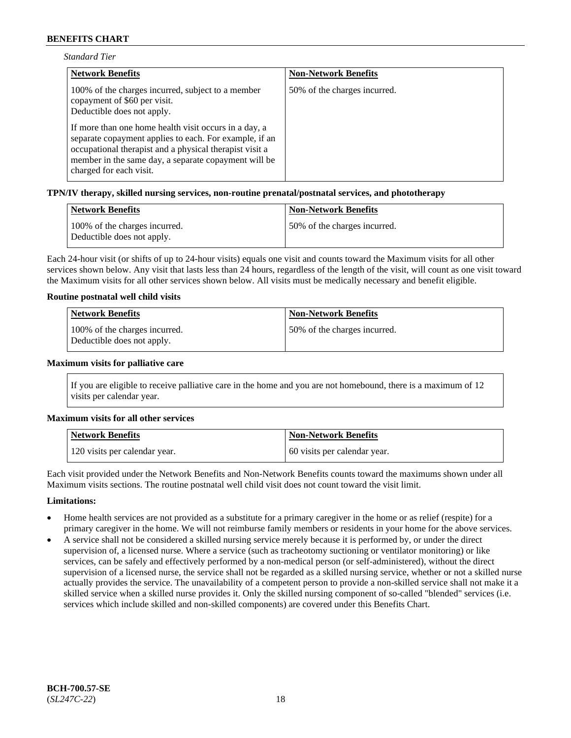*Standard Tier*

| Network Benefits | Non-Network Benefits |
|---|---|
| 100% of the charges incurred, subject to a member copayment of $60 per visit.<br>Deductible does not apply.<br><br>If more than one home health visit occurs in a day, a separate copayment applies to each. For example, if an occupational therapist and a physical therapist visit a member in the same day, a separate copayment will be charged for each visit. | 50% of the charges incurred. |

**TPN/IV therapy, skilled nursing services, non-routine prenatal/postnatal services, and phototherapy**

| Network Benefits | Non-Network Benefits |
|---|---|
| 100% of the charges incurred.<br>Deductible does not apply. | 50% of the charges incurred. |

Each 24-hour visit (or shifts of up to 24-hour visits) equals one visit and counts toward the Maximum visits for all other services shown below. Any visit that lasts less than 24 hours, regardless of the length of the visit, will count as one visit toward the Maximum visits for all other services shown below. All visits must be medically necessary and benefit eligible.

**Routine postnatal well child visits**

| Network Benefits | Non-Network Benefits |
|---|---|
| 100% of the charges incurred.<br>Deductible does not apply. | 50% of the charges incurred. |

**Maximum visits for palliative care**

If you are eligible to receive palliative care in the home and you are not homebound, there is a maximum of 12 visits per calendar year.

**Maximum visits for all other services**

| Network Benefits | Non-Network Benefits |
|---|---|
| 120 visits per calendar year. | 60 visits per calendar year. |

Each visit provided under the Network Benefits and Non-Network Benefits counts toward the maximums shown under all Maximum visits sections. The routine postnatal well child visit does not count toward the visit limit.

**Limitations:**

- Home health services are not provided as a substitute for a primary caregiver in the home or as relief (respite) for a primary caregiver in the home. We will not reimburse family members or residents in your home for the above services.
- A service shall not be considered a skilled nursing service merely because it is performed by, or under the direct supervision of, a licensed nurse. Where a service (such as tracheotomy suctioning or ventilator monitoring) or like services, can be safely and effectively performed by a non-medical person (or self-administered), without the direct supervision of a licensed nurse, the service shall not be regarded as a skilled nursing service, whether or not a skilled nurse actually provides the service. The unavailability of a competent person to provide a non-skilled service shall not make it a skilled service when a skilled nurse provides it. Only the skilled nursing component of so-called "blended" services (i.e. services which include skilled and non-skilled components) are covered under this Benefits Chart.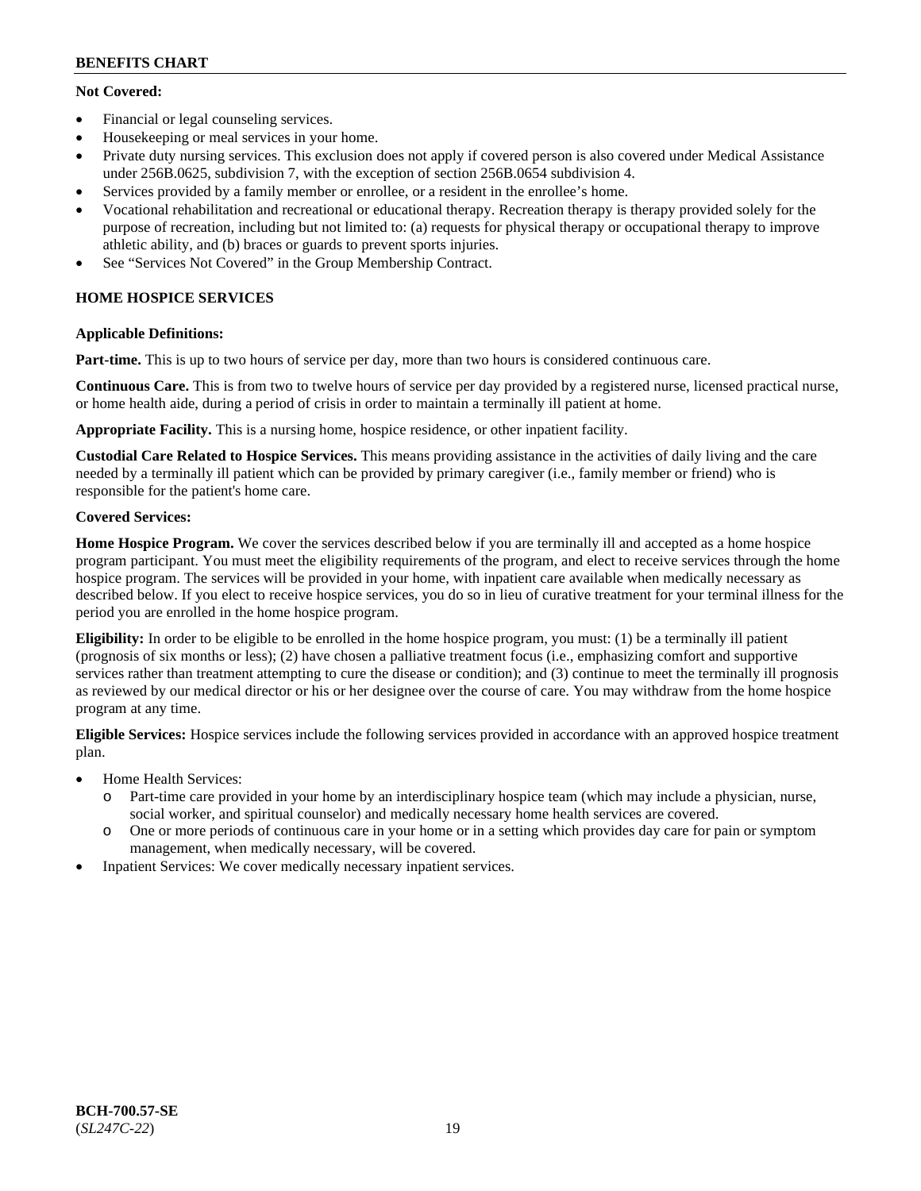**Not Covered:**

- Financial or legal counseling services.
- Housekeeping or meal services in your home.
- Private duty nursing services. This exclusion does not apply if covered person is also covered under Medical Assistance under 256B.0625, subdivision 7, with the exception of section 256B.0654 subdivision 4.
- Services provided by a family member or enrollee, or a resident in the enrollee's home.
- Vocational rehabilitation and recreational or educational therapy. Recreation therapy is therapy provided solely for the purpose of recreation, including but not limited to: (a) requests for physical therapy or occupational therapy to improve athletic ability, and (b) braces or guards to prevent sports injuries.
- See "Services Not Covered" in the Group Membership Contract.

## HOME HOSPICE SERVICES

**Applicable Definitions:**

**Part-time.** This is up to two hours of service per day, more than two hours is considered continuous care.

**Continuous Care.** This is from two to twelve hours of service per day provided by a registered nurse, licensed practical nurse, or home health aide, during a period of crisis in order to maintain a terminally ill patient at home.

**Appropriate Facility.** This is a nursing home, hospice residence, or other inpatient facility.

**Custodial Care Related to Hospice Services.** This means providing assistance in the activities of daily living and the care needed by a terminally ill patient which can be provided by primary caregiver (i.e., family member or friend) who is responsible for the patient's home care.

**Covered Services:**

**Home Hospice Program.** We cover the services described below if you are terminally ill and accepted as a home hospice program participant. You must meet the eligibility requirements of the program, and elect to receive services through the home hospice program. The services will be provided in your home, with inpatient care available when medically necessary as described below. If you elect to receive hospice services, you do so in lieu of curative treatment for your terminal illness for the period you are enrolled in the home hospice program.

**Eligibility:** In order to be eligible to be enrolled in the home hospice program, you must: (1) be a terminally ill patient (prognosis of six months or less); (2) have chosen a palliative treatment focus (i.e., emphasizing comfort and supportive services rather than treatment attempting to cure the disease or condition); and (3) continue to meet the terminally ill prognosis as reviewed by our medical director or his or her designee over the course of care. You may withdraw from the home hospice program at any time.

**Eligible Services:** Hospice services include the following services provided in accordance with an approved hospice treatment plan.

- Home Health Services:
  - Part-time care provided in your home by an interdisciplinary hospice team (which may include a physician, nurse, social worker, and spiritual counselor) and medically necessary home health services are covered.
  - One or more periods of continuous care in your home or in a setting which provides day care for pain or symptom management, when medically necessary, will be covered.
- Inpatient Services: We cover medically necessary inpatient services.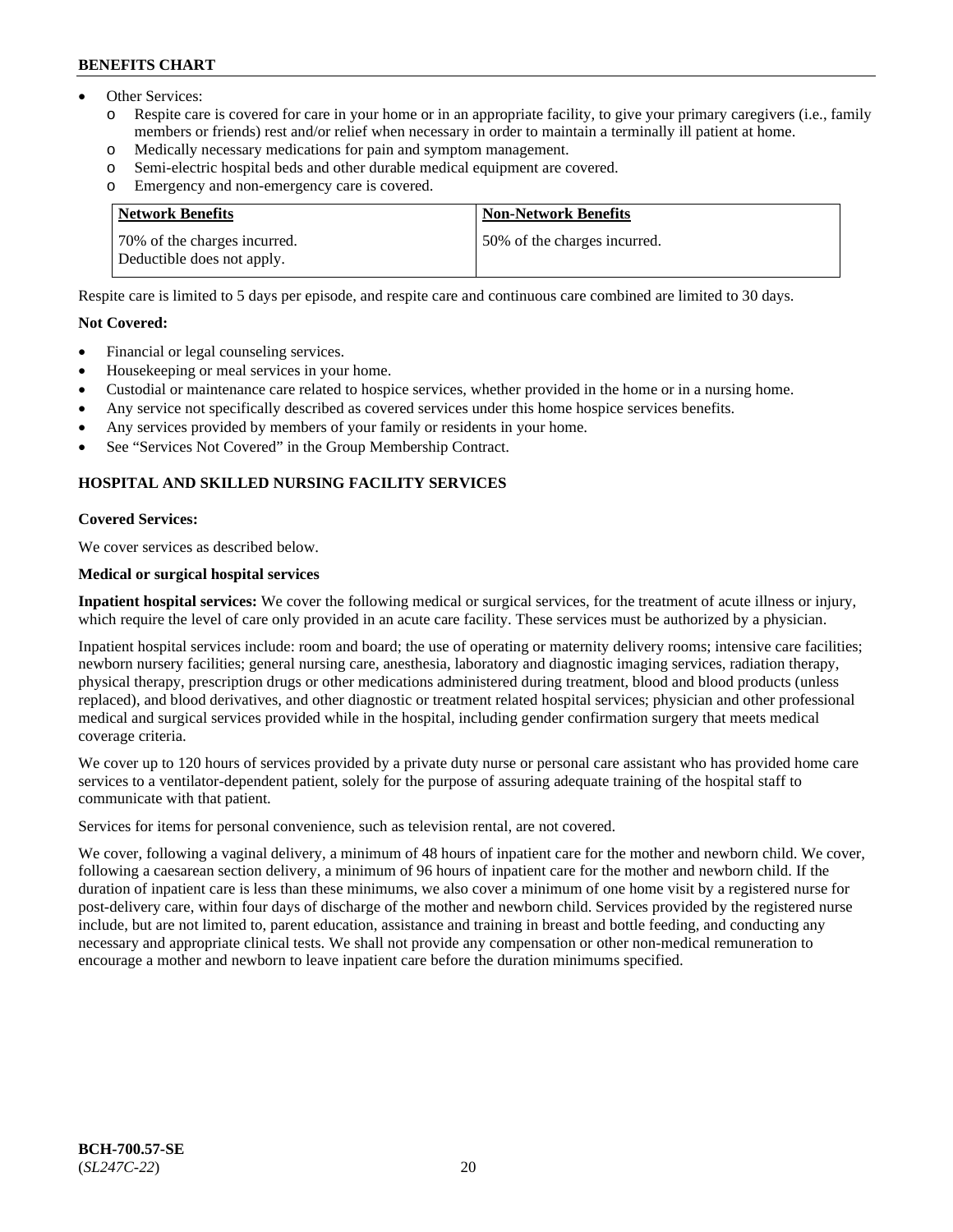- Other Services:
  - o Respite care is covered for care in your home or in an appropriate facility, to give your primary caregivers (i.e., family members or friends) rest and/or relief when necessary in order to maintain a terminally ill patient at home.
  - o Medically necessary medications for pain and symptom management.
  - o Semi-electric hospital beds and other durable medical equipment are covered.
  - o Emergency and non-emergency care is covered.

| Network Benefits | Non-Network Benefits |
|---|---|
| 70% of the charges incurred. Deductible does not apply. | 50% of the charges incurred. |

Respite care is limited to 5 days per episode, and respite care and continuous care combined are limited to 30 days.

**Not Covered:**

- Financial or legal counseling services.
- Housekeeping or meal services in your home.
- Custodial or maintenance care related to hospice services, whether provided in the home or in a nursing home.
- Any service not specifically described as covered services under this home hospice services benefits.
- Any services provided by members of your family or residents in your home.
- See "Services Not Covered" in the Group Membership Contract.

## HOSPITAL AND SKILLED NURSING FACILITY SERVICES

**Covered Services:**

We cover services as described below.

**Medical or surgical hospital services**

**Inpatient hospital services:** We cover the following medical or surgical services, for the treatment of acute illness or injury, which require the level of care only provided in an acute care facility. These services must be authorized by a physician.

Inpatient hospital services include: room and board; the use of operating or maternity delivery rooms; intensive care facilities; newborn nursery facilities; general nursing care, anesthesia, laboratory and diagnostic imaging services, radiation therapy, physical therapy, prescription drugs or other medications administered during treatment, blood and blood products (unless replaced), and blood derivatives, and other diagnostic or treatment related hospital services; physician and other professional medical and surgical services provided while in the hospital, including gender confirmation surgery that meets medical coverage criteria.

We cover up to 120 hours of services provided by a private duty nurse or personal care assistant who has provided home care services to a ventilator-dependent patient, solely for the purpose of assuring adequate training of the hospital staff to communicate with that patient.

Services for items for personal convenience, such as television rental, are not covered.

We cover, following a vaginal delivery, a minimum of 48 hours of inpatient care for the mother and newborn child. We cover, following a caesarean section delivery, a minimum of 96 hours of inpatient care for the mother and newborn child. If the duration of inpatient care is less than these minimums, we also cover a minimum of one home visit by a registered nurse for post-delivery care, within four days of discharge of the mother and newborn child. Services provided by the registered nurse include, but are not limited to, parent education, assistance and training in breast and bottle feeding, and conducting any necessary and appropriate clinical tests. We shall not provide any compensation or other non-medical remuneration to encourage a mother and newborn to leave inpatient care before the duration minimums specified.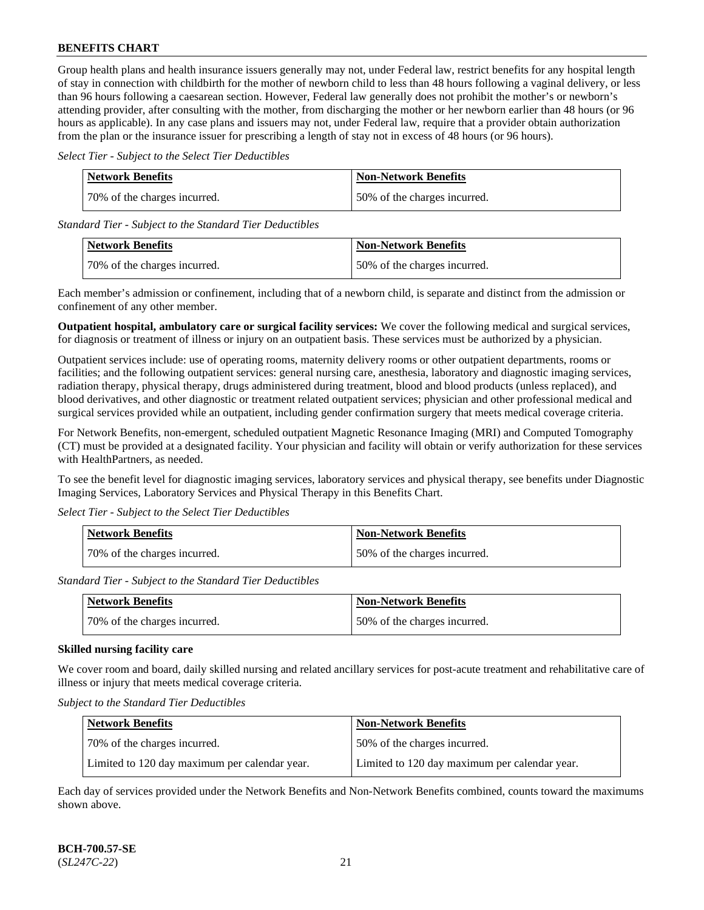Group health plans and health insurance issuers generally may not, under Federal law, restrict benefits for any hospital length of stay in connection with childbirth for the mother of newborn child to less than 48 hours following a vaginal delivery, or less than 96 hours following a caesarean section. However, Federal law generally does not prohibit the mother's or newborn's attending provider, after consulting with the mother, from discharging the mother or her newborn earlier than 48 hours (or 96 hours as applicable). In any case plans and issuers may not, under Federal law, require that a provider obtain authorization from the plan or the insurance issuer for prescribing a length of stay not in excess of 48 hours (or 96 hours).

*Select Tier - Subject to the Select Tier Deductibles*

| Network Benefits | Non-Network Benefits |
|---|---|
| 70% of the charges incurred. | 50% of the charges incurred. |

*Standard Tier - Subject to the Standard Tier Deductibles*

| Network Benefits | Non-Network Benefits |
|---|---|
| 70% of the charges incurred. | 50% of the charges incurred. |

Each member's admission or confinement, including that of a newborn child, is separate and distinct from the admission or confinement of any other member.

**Outpatient hospital, ambulatory care or surgical facility services:** We cover the following medical and surgical services, for diagnosis or treatment of illness or injury on an outpatient basis. These services must be authorized by a physician.

Outpatient services include: use of operating rooms, maternity delivery rooms or other outpatient departments, rooms or facilities; and the following outpatient services: general nursing care, anesthesia, laboratory and diagnostic imaging services, radiation therapy, physical therapy, drugs administered during treatment, blood and blood products (unless replaced), and blood derivatives, and other diagnostic or treatment related outpatient services; physician and other professional medical and surgical services provided while an outpatient, including gender confirmation surgery that meets medical coverage criteria.

For Network Benefits, non-emergent, scheduled outpatient Magnetic Resonance Imaging (MRI) and Computed Tomography (CT) must be provided at a designated facility. Your physician and facility will obtain or verify authorization for these services with HealthPartners, as needed.

To see the benefit level for diagnostic imaging services, laboratory services and physical therapy, see benefits under Diagnostic Imaging Services, Laboratory Services and Physical Therapy in this Benefits Chart.

*Select Tier - Subject to the Select Tier Deductibles*

| Network Benefits | Non-Network Benefits |
|---|---|
| 70% of the charges incurred. | 50% of the charges incurred. |

*Standard Tier - Subject to the Standard Tier Deductibles*

| Network Benefits | Non-Network Benefits |
|---|---|
| 70% of the charges incurred. | 50% of the charges incurred. |

**Skilled nursing facility care**

We cover room and board, daily skilled nursing and related ancillary services for post-acute treatment and rehabilitative care of illness or injury that meets medical coverage criteria.

*Subject to the Standard Tier Deductibles*

| Network Benefits | Non-Network Benefits |
|---|---|
| 70% of the charges incurred. | 50% of the charges incurred. |
| Limited to 120 day maximum per calendar year. | Limited to 120 day maximum per calendar year. |

Each day of services provided under the Network Benefits and Non-Network Benefits combined, counts toward the maximums shown above.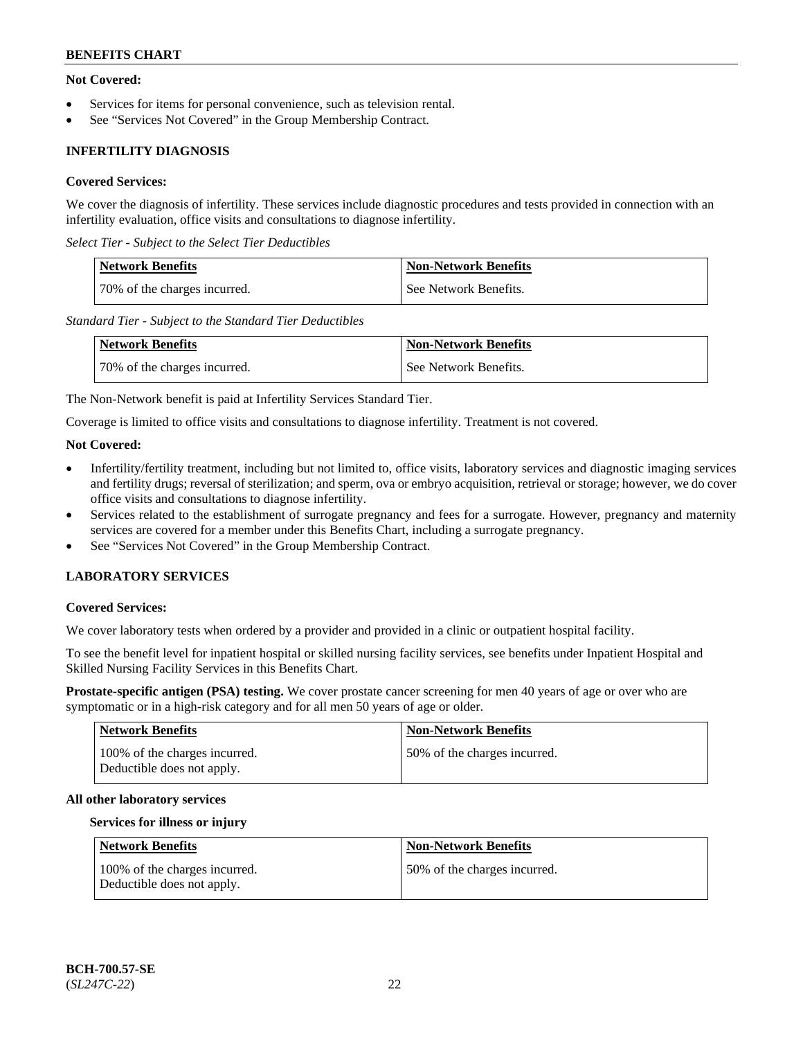**Not Covered:**

- Services for items for personal convenience, such as television rental.
- See "Services Not Covered" in the Group Membership Contract.

### INFERTILITY DIAGNOSIS

**Covered Services:**

We cover the diagnosis of infertility. These services include diagnostic procedures and tests provided in connection with an infertility evaluation, office visits and consultations to diagnose infertility.

*Select Tier - Subject to the Select Tier Deductibles*

| Network Benefits | Non-Network Benefits |
|---|---|
| 70% of the charges incurred. | See Network Benefits. |

*Standard Tier - Subject to the Standard Tier Deductibles*

| Network Benefits | Non-Network Benefits |
|---|---|
| 70% of the charges incurred. | See Network Benefits. |

The Non-Network benefit is paid at Infertility Services Standard Tier.

Coverage is limited to office visits and consultations to diagnose infertility. Treatment is not covered.

**Not Covered:**

- Infertility/fertility treatment, including but not limited to, office visits, laboratory services and diagnostic imaging services and fertility drugs; reversal of sterilization; and sperm, ova or embryo acquisition, retrieval or storage; however, we do cover office visits and consultations to diagnose infertility.
- Services related to the establishment of surrogate pregnancy and fees for a surrogate. However, pregnancy and maternity services are covered for a member under this Benefits Chart, including a surrogate pregnancy.
- See "Services Not Covered" in the Group Membership Contract.

### LABORATORY SERVICES

**Covered Services:**

We cover laboratory tests when ordered by a provider and provided in a clinic or outpatient hospital facility.

To see the benefit level for inpatient hospital or skilled nursing facility services, see benefits under Inpatient Hospital and Skilled Nursing Facility Services in this Benefits Chart.

**Prostate-specific antigen (PSA) testing.** We cover prostate cancer screening for men 40 years of age or over who are symptomatic or in a high-risk category and for all men 50 years of age or older.

| Network Benefits | Non-Network Benefits |
|---|---|
| 100% of the charges incurred. Deductible does not apply. | 50% of the charges incurred. |

**All other laboratory services**

**Services for illness or injury**

| Network Benefits | Non-Network Benefits |
|---|---|
| 100% of the charges incurred. Deductible does not apply. | 50% of the charges incurred. |

BCH-700.57-SE
(*SL247C-22*)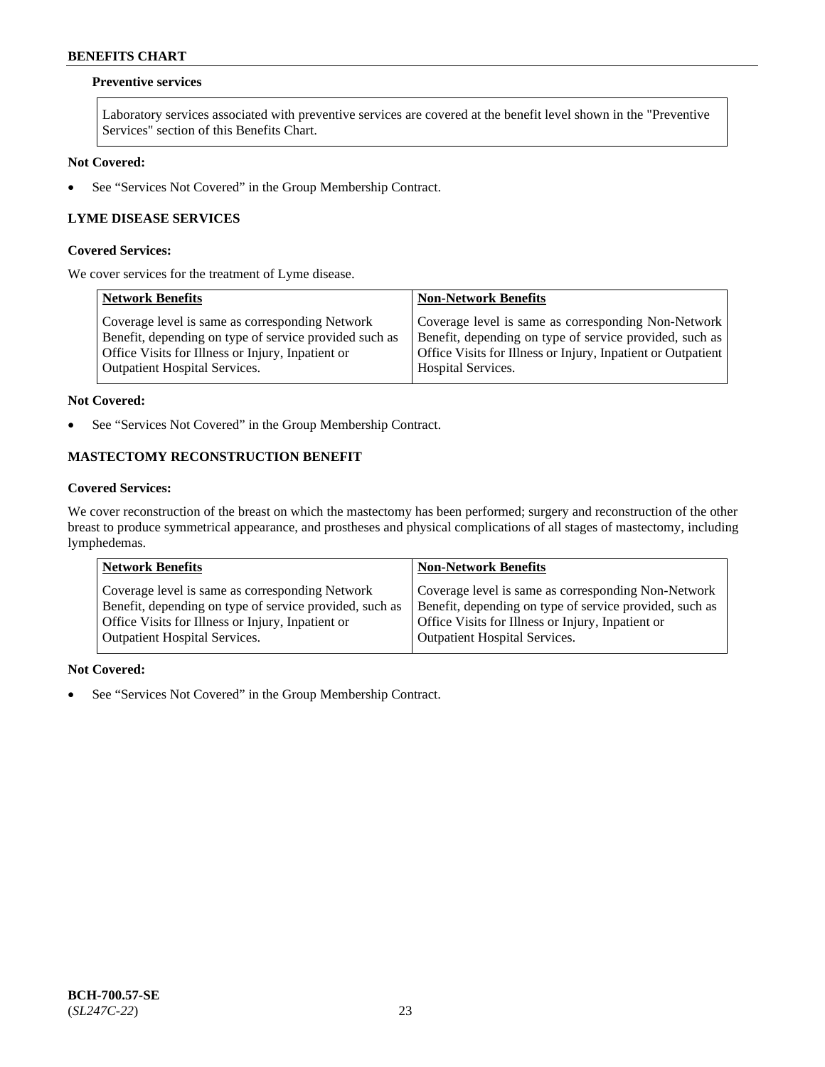**Preventive services**

| Laboratory services associated with preventive services are covered at the benefit level shown in the "Preventive Services" section of this Benefits Chart. |
|---|

**Not Covered:**

- See "Services Not Covered" in the Group Membership Contract.

### LYME DISEASE SERVICES

**Covered Services:**

We cover services for the treatment of Lyme disease.

| Network Benefits | Non-Network Benefits |
|---|---|
| Coverage level is same as corresponding Network Benefit, depending on type of service provided such as Office Visits for Illness or Injury, Inpatient or Outpatient Hospital Services. | Coverage level is same as corresponding Non-Network Benefit, depending on type of service provided, such as Office Visits for Illness or Injury, Inpatient or Outpatient Hospital Services. |

**Not Covered:**

- See "Services Not Covered" in the Group Membership Contract.

### MASTECTOMY RECONSTRUCTION BENEFIT

**Covered Services:**

We cover reconstruction of the breast on which the mastectomy has been performed; surgery and reconstruction of the other breast to produce symmetrical appearance, and prostheses and physical complications of all stages of mastectomy, including lymphedemas.

| Network Benefits | Non-Network Benefits |
|---|---|
| Coverage level is same as corresponding Network Benefit, depending on type of service provided, such as Office Visits for Illness or Injury, Inpatient or Outpatient Hospital Services. | Coverage level is same as corresponding Non-Network Benefit, depending on type of service provided, such as Office Visits for Illness or Injury, Inpatient or Outpatient Hospital Services. |

**Not Covered:**

- See "Services Not Covered" in the Group Membership Contract.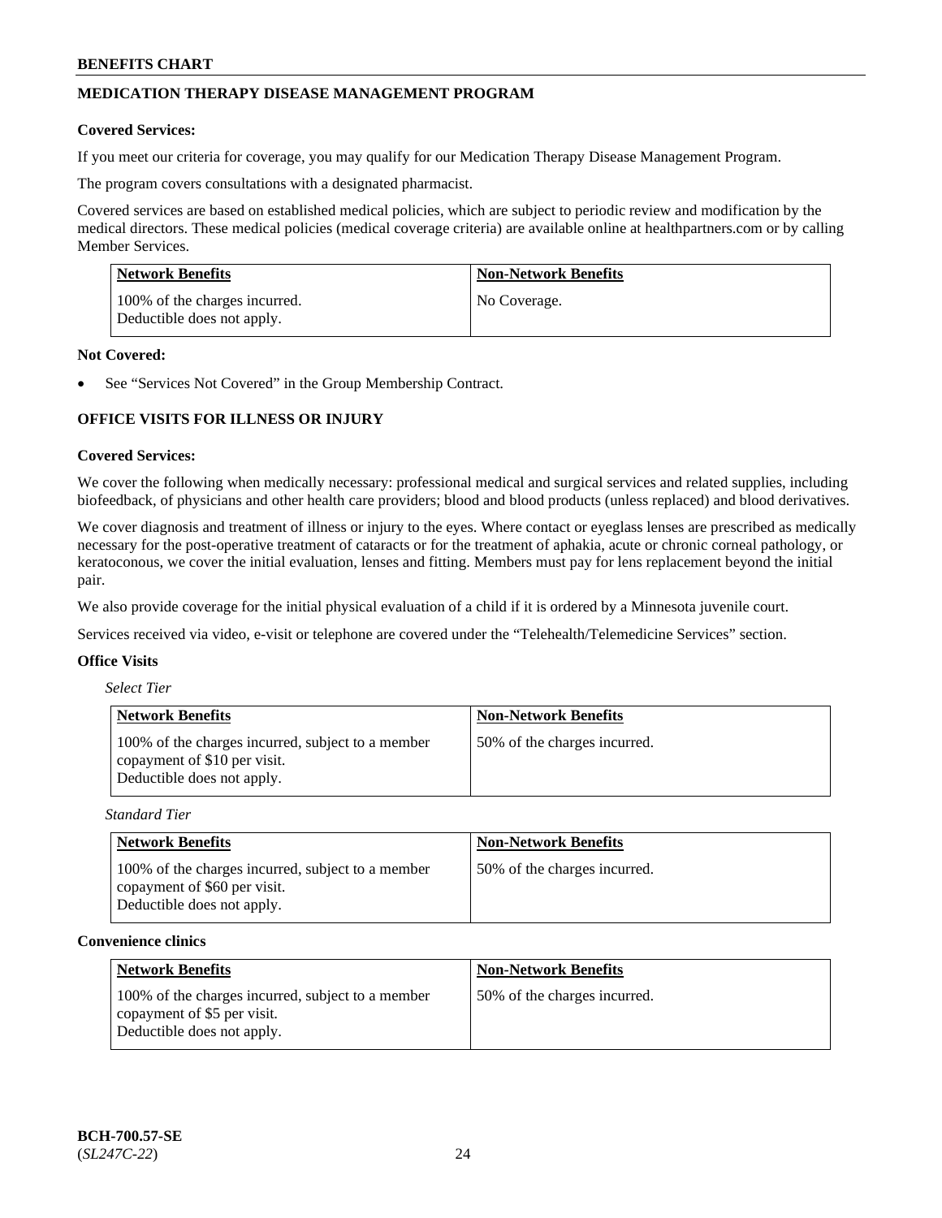## MEDICATION THERAPY DISEASE MANAGEMENT PROGRAM

**Covered Services:**

If you meet our criteria for coverage, you may qualify for our Medication Therapy Disease Management Program.

The program covers consultations with a designated pharmacist.

Covered services are based on established medical policies, which are subject to periodic review and modification by the medical directors. These medical policies (medical coverage criteria) are available online at healthpartners.com or by calling Member Services.

| Network Benefits | Non-Network Benefits |
|---|---|
| 100% of the charges incurred. Deductible does not apply. | No Coverage. |

**Not Covered:**

- See "Services Not Covered" in the Group Membership Contract.

## OFFICE VISITS FOR ILLNESS OR INJURY

**Covered Services:**

We cover the following when medically necessary: professional medical and surgical services and related supplies, including biofeedback, of physicians and other health care providers; blood and blood products (unless replaced) and blood derivatives.

We cover diagnosis and treatment of illness or injury to the eyes. Where contact or eyeglass lenses are prescribed as medically necessary for the post-operative treatment of cataracts or for the treatment of aphakia, acute or chronic corneal pathology, or keratoconous, we cover the initial evaluation, lenses and fitting. Members must pay for lens replacement beyond the initial pair.

We also provide coverage for the initial physical evaluation of a child if it is ordered by a Minnesota juvenile court.

Services received via video, e-visit or telephone are covered under the "Telehealth/Telemedicine Services" section.

**Office Visits**

*Select Tier*

| Network Benefits | Non-Network Benefits |
|---|---|
| 100% of the charges incurred, subject to a member copayment of $10 per visit. Deductible does not apply. | 50% of the charges incurred. |

*Standard Tier*

| Network Benefits | Non-Network Benefits |
|---|---|
| 100% of the charges incurred, subject to a member copayment of $60 per visit. Deductible does not apply. | 50% of the charges incurred. |

**Convenience clinics**

| Network Benefits | Non-Network Benefits |
|---|---|
| 100% of the charges incurred, subject to a member copayment of $5 per visit. Deductible does not apply. | 50% of the charges incurred. |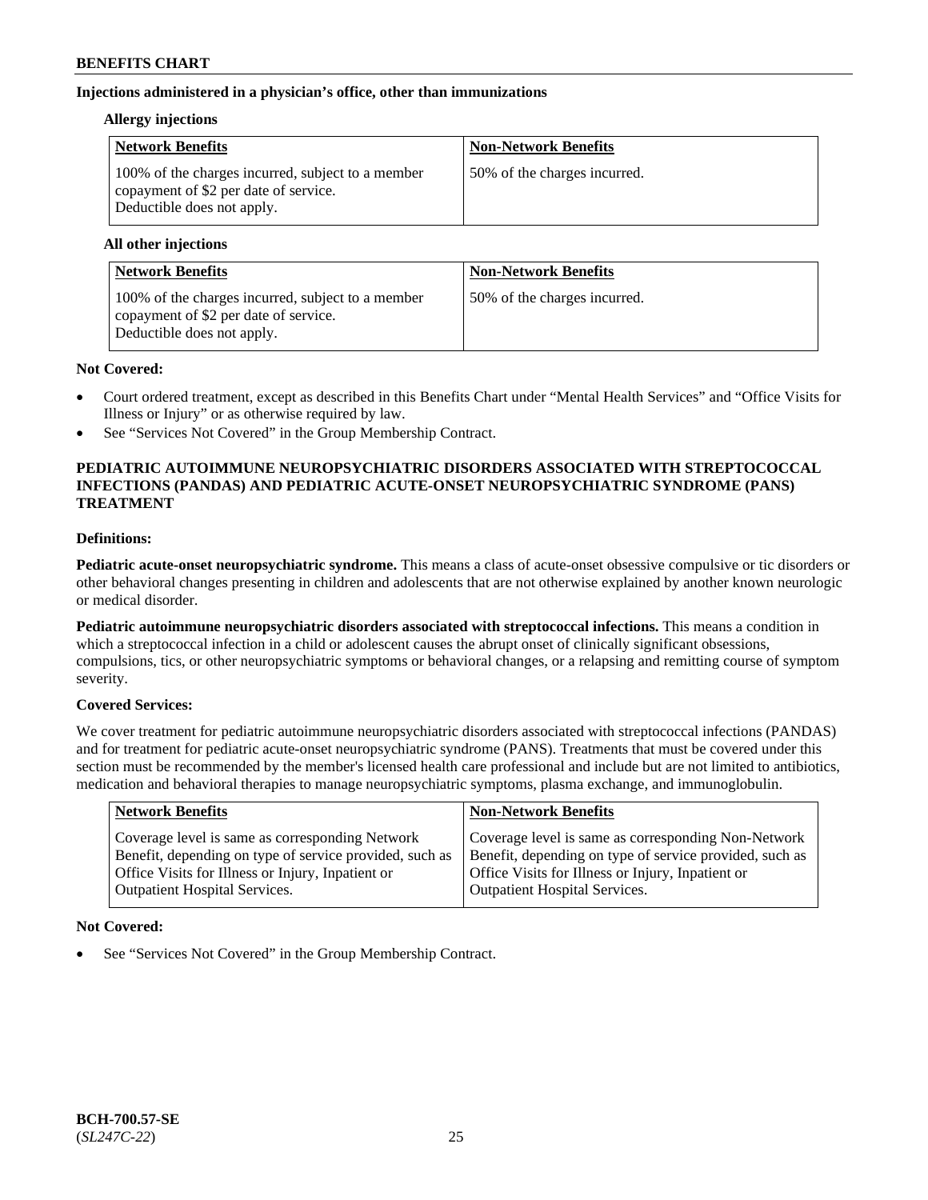**Injections administered in a physician's office, other than immunizations**

**Allergy injections**

| Network Benefits | Non-Network Benefits |
|---|---|
| 100% of the charges incurred, subject to a member copayment of $2 per date of service. Deductible does not apply. | 50% of the charges incurred. |

**All other injections**

| Network Benefits | Non-Network Benefits |
|---|---|
| 100% of the charges incurred, subject to a member copayment of $2 per date of service. Deductible does not apply. | 50% of the charges incurred. |

**Not Covered:**

- Court ordered treatment, except as described in this Benefits Chart under "Mental Health Services" and "Office Visits for Illness or Injury" or as otherwise required by law.
- See "Services Not Covered" in the Group Membership Contract.

## PEDIATRIC AUTOIMMUNE NEUROPSYCHIATRIC DISORDERS ASSOCIATED WITH STREPTOCOCCAL INFECTIONS (PANDAS) AND PEDIATRIC ACUTE-ONSET NEUROPSYCHIATRIC SYNDROME (PANS) TREATMENT

**Definitions:**

**Pediatric acute-onset neuropsychiatric syndrome.** This means a class of acute-onset obsessive compulsive or tic disorders or other behavioral changes presenting in children and adolescents that are not otherwise explained by another known neurologic or medical disorder.

**Pediatric autoimmune neuropsychiatric disorders associated with streptococcal infections.** This means a condition in which a streptococcal infection in a child or adolescent causes the abrupt onset of clinically significant obsessions, compulsions, tics, or other neuropsychiatric symptoms or behavioral changes, or a relapsing and remitting course of symptom severity.

**Covered Services:**

We cover treatment for pediatric autoimmune neuropsychiatric disorders associated with streptococcal infections (PANDAS) and for treatment for pediatric acute-onset neuropsychiatric syndrome (PANS). Treatments that must be covered under this section must be recommended by the member's licensed health care professional and include but are not limited to antibiotics, medication and behavioral therapies to manage neuropsychiatric symptoms, plasma exchange, and immunoglobulin.

| Network Benefits | Non-Network Benefits |
|---|---|
| Coverage level is same as corresponding Network Benefit, depending on type of service provided, such as Office Visits for Illness or Injury, Inpatient or Outpatient Hospital Services. | Coverage level is same as corresponding Non-Network Benefit, depending on type of service provided, such as Office Visits for Illness or Injury, Inpatient or Outpatient Hospital Services. |

**Not Covered:**

- See "Services Not Covered" in the Group Membership Contract.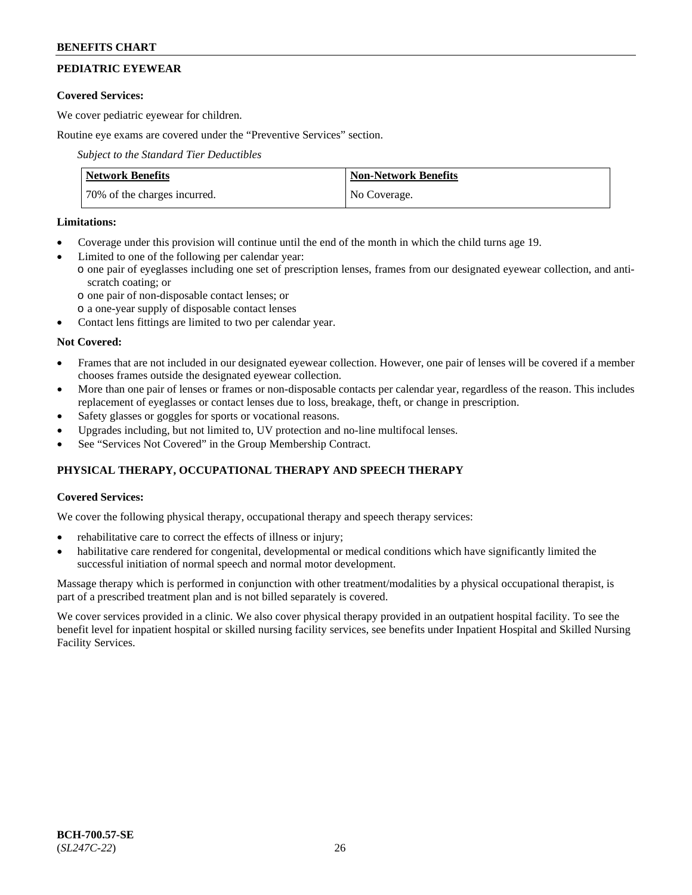## PEDIATRIC EYEWEAR

**Covered Services:**

We cover pediatric eyewear for children.

Routine eye exams are covered under the "Preventive Services" section.

*Subject to the Standard Tier Deductibles*

| Network Benefits | Non-Network Benefits |
|---|---|
| 70% of the charges incurred. | No Coverage. |

**Limitations:**

- Coverage under this provision will continue until the end of the month in which the child turns age 19.
- Limited to one of the following per calendar year:
  - one pair of eyeglasses including one set of prescription lenses, frames from our designated eyewear collection, and anti-scratch coating; or
  - one pair of non-disposable contact lenses; or
  - a one-year supply of disposable contact lenses
- Contact lens fittings are limited to two per calendar year.

**Not Covered:**

- Frames that are not included in our designated eyewear collection. However, one pair of lenses will be covered if a member chooses frames outside the designated eyewear collection.
- More than one pair of lenses or frames or non-disposable contacts per calendar year, regardless of the reason. This includes replacement of eyeglasses or contact lenses due to loss, breakage, theft, or change in prescription.
- Safety glasses or goggles for sports or vocational reasons.
- Upgrades including, but not limited to, UV protection and no-line multifocal lenses.
- See "Services Not Covered" in the Group Membership Contract.

## PHYSICAL THERAPY, OCCUPATIONAL THERAPY AND SPEECH THERAPY

**Covered Services:**

We cover the following physical therapy, occupational therapy and speech therapy services:

- rehabilitative care to correct the effects of illness or injury;
- habilitative care rendered for congenital, developmental or medical conditions which have significantly limited the successful initiation of normal speech and normal motor development.

Massage therapy which is performed in conjunction with other treatment/modalities by a physical occupational therapist, is part of a prescribed treatment plan and is not billed separately is covered.

We cover services provided in a clinic. We also cover physical therapy provided in an outpatient hospital facility. To see the benefit level for inpatient hospital or skilled nursing facility services, see benefits under Inpatient Hospital and Skilled Nursing Facility Services.

**BCH-700.57-SE**
(*SL247C-22*)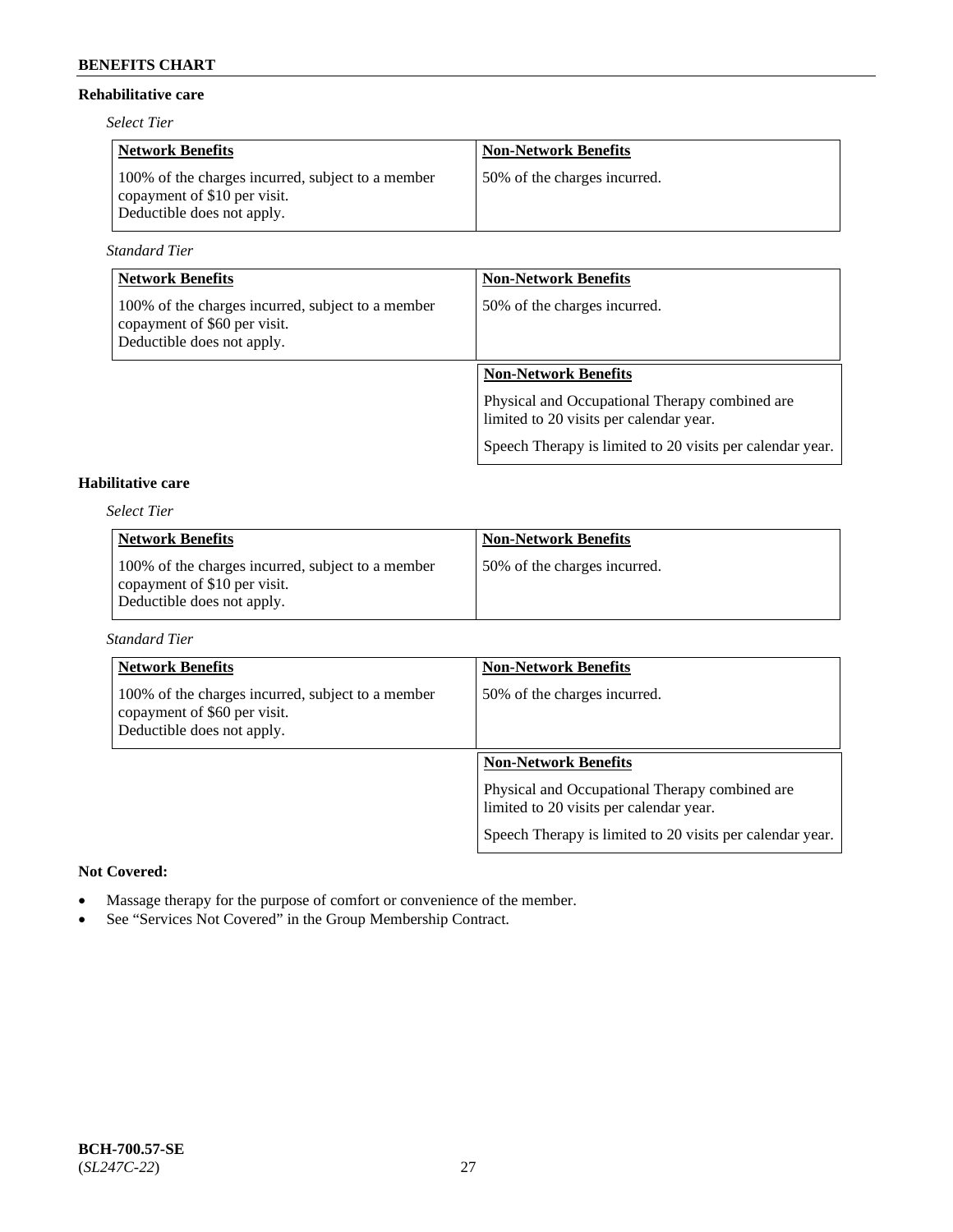## Rehabilitative care

*Select Tier*

| Network Benefits | Non-Network Benefits |
|---|---|
| 100% of the charges incurred, subject to a member copayment of $10 per visit. Deductible does not apply. | 50% of the charges incurred. |

*Standard Tier*

| Network Benefits | Non-Network Benefits |
|---|---|
| 100% of the charges incurred, subject to a member copayment of $60 per visit. Deductible does not apply. | 50% of the charges incurred. |

| Non-Network Benefits |
|---|
| Physical and Occupational Therapy combined are limited to 20 visits per calendar year. Speech Therapy is limited to 20 visits per calendar year. |

## Habilitative care

*Select Tier*

| Network Benefits | Non-Network Benefits |
|---|---|
| 100% of the charges incurred, subject to a member copayment of $10 per visit. Deductible does not apply. | 50% of the charges incurred. |

*Standard Tier*

| Network Benefits | Non-Network Benefits |
|---|---|
| 100% of the charges incurred, subject to a member copayment of $60 per visit. Deductible does not apply. | 50% of the charges incurred. |

| Non-Network Benefits |
|---|
| Physical and Occupational Therapy combined are limited to 20 visits per calendar year. Speech Therapy is limited to 20 visits per calendar year. |

**Not Covered:**

- Massage therapy for the purpose of comfort or convenience of the member.
- See "Services Not Covered" in the Group Membership Contract.

**BCH-700.57-SE**
(*SL247C-22*)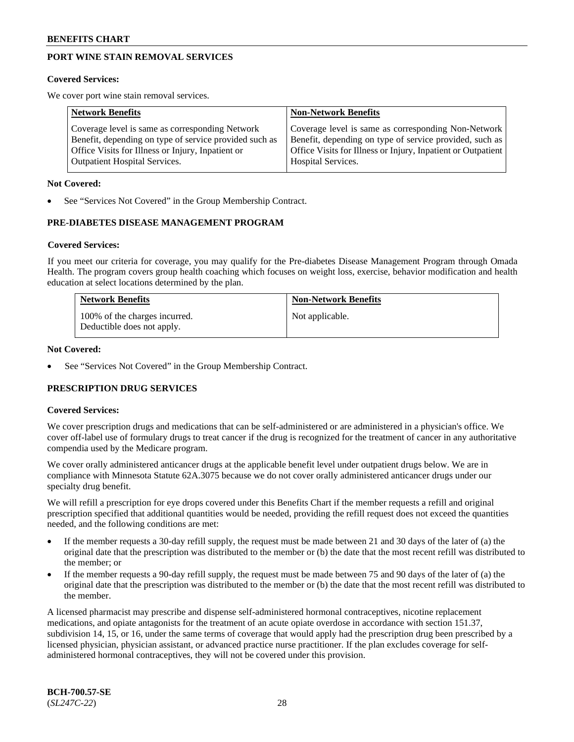## PORT WINE STAIN REMOVAL SERVICES

**Covered Services:**

We cover port wine stain removal services.

| Network Benefits | Non-Network Benefits |
|---|---|
| Coverage level is same as corresponding Network Benefit, depending on type of service provided such as Office Visits for Illness or Injury, Inpatient or Outpatient Hospital Services. | Coverage level is same as corresponding Non-Network Benefit, depending on type of service provided, such as Office Visits for Illness or Injury, Inpatient or Outpatient Hospital Services. |

**Not Covered:**

- See "Services Not Covered" in the Group Membership Contract.

## PRE-DIABETES DISEASE MANAGEMENT PROGRAM

**Covered Services:**

If you meet our criteria for coverage, you may qualify for the Pre-diabetes Disease Management Program through Omada Health. The program covers group health coaching which focuses on weight loss, exercise, behavior modification and health education at select locations determined by the plan.

| Network Benefits | Non-Network Benefits |
|---|---|
| 100% of the charges incurred. Deductible does not apply. | Not applicable. |

**Not Covered:**

- See "Services Not Covered" in the Group Membership Contract.

## PRESCRIPTION DRUG SERVICES

**Covered Services:**

We cover prescription drugs and medications that can be self-administered or are administered in a physician's office. We cover off-label use of formulary drugs to treat cancer if the drug is recognized for the treatment of cancer in any authoritative compendia used by the Medicare program.

We cover orally administered anticancer drugs at the applicable benefit level under outpatient drugs below. We are in compliance with Minnesota Statute 62A.3075 because we do not cover orally administered anticancer drugs under our specialty drug benefit.

We will refill a prescription for eye drops covered under this Benefits Chart if the member requests a refill and original prescription specified that additional quantities would be needed, providing the refill request does not exceed the quantities needed, and the following conditions are met:

- If the member requests a 30-day refill supply, the request must be made between 21 and 30 days of the later of (a) the original date that the prescription was distributed to the member or (b) the date that the most recent refill was distributed to the member; or
- If the member requests a 90-day refill supply, the request must be made between 75 and 90 days of the later of (a) the original date that the prescription was distributed to the member or (b) the date that the most recent refill was distributed to the member.

A licensed pharmacist may prescribe and dispense self-administered hormonal contraceptives, nicotine replacement medications, and opiate antagonists for the treatment of an acute opiate overdose in accordance with section 151.37, subdivision 14, 15, or 16, under the same terms of coverage that would apply had the prescription drug been prescribed by a licensed physician, physician assistant, or advanced practice nurse practitioner. If the plan excludes coverage for self-administered hormonal contraceptives, they will not be covered under this provision.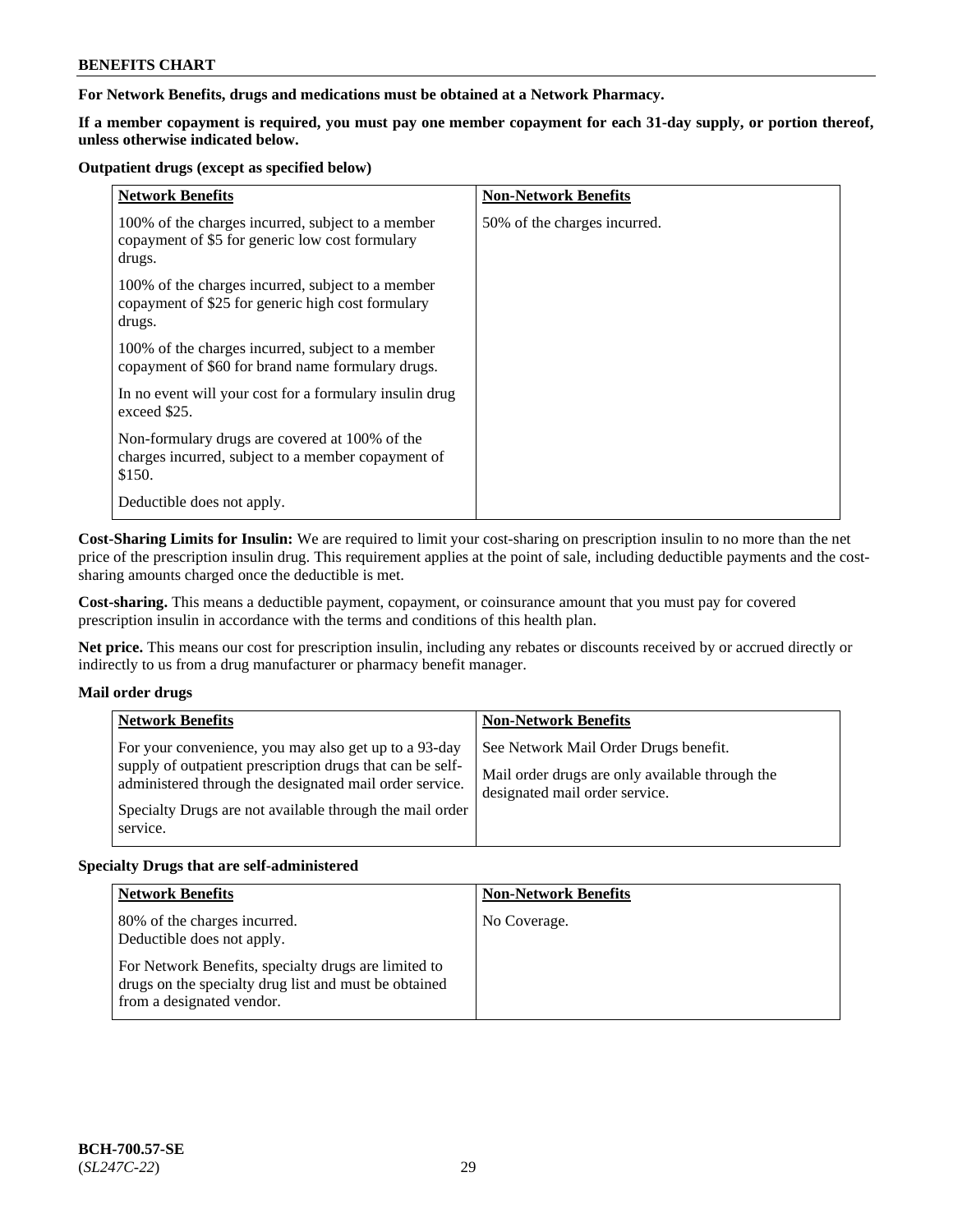**For Network Benefits, drugs and medications must be obtained at a Network Pharmacy.**

**If a member copayment is required, you must pay one member copayment for each 31-day supply, or portion thereof, unless otherwise indicated below.**

**Outpatient drugs (except as specified below)**

| Network Benefits | Non-Network Benefits |
| --- | --- |
| 100% of the charges incurred, subject to a member copayment of $5 for generic low cost formulary drugs.<br><br>100% of the charges incurred, subject to a member copayment of $25 for generic high cost formulary drugs.<br><br>100% of the charges incurred, subject to a member copayment of $60 for brand name formulary drugs.<br><br>In no event will your cost for a formulary insulin drug exceed $25.<br><br>Non-formulary drugs are covered at 100% of the charges incurred, subject to a member copayment of $150.<br><br>Deductible does not apply. | 50% of the charges incurred. |

**Cost-Sharing Limits for Insulin:** We are required to limit your cost-sharing on prescription insulin to no more than the net price of the prescription insulin drug. This requirement applies at the point of sale, including deductible payments and the cost-sharing amounts charged once the deductible is met.

**Cost-sharing.** This means a deductible payment, copayment, or coinsurance amount that you must pay for covered prescription insulin in accordance with the terms and conditions of this health plan.

**Net price.** This means our cost for prescription insulin, including any rebates or discounts received by or accrued directly or indirectly to us from a drug manufacturer or pharmacy benefit manager.

**Mail order drugs**

| Network Benefits | Non-Network Benefits |
| --- | --- |
| For your convenience, you may also get up to a 93-day supply of outpatient prescription drugs that can be self-administered through the designated mail order service.<br><br>Specialty Drugs are not available through the mail order service. | See Network Mail Order Drugs benefit.<br><br>Mail order drugs are only available through the designated mail order service. |

**Specialty Drugs that are self-administered**

| Network Benefits | Non-Network Benefits |
| --- | --- |
| 80% of the charges incurred.<br>Deductible does not apply.<br><br>For Network Benefits, specialty drugs are limited to drugs on the specialty drug list and must be obtained from a designated vendor. | No Coverage. |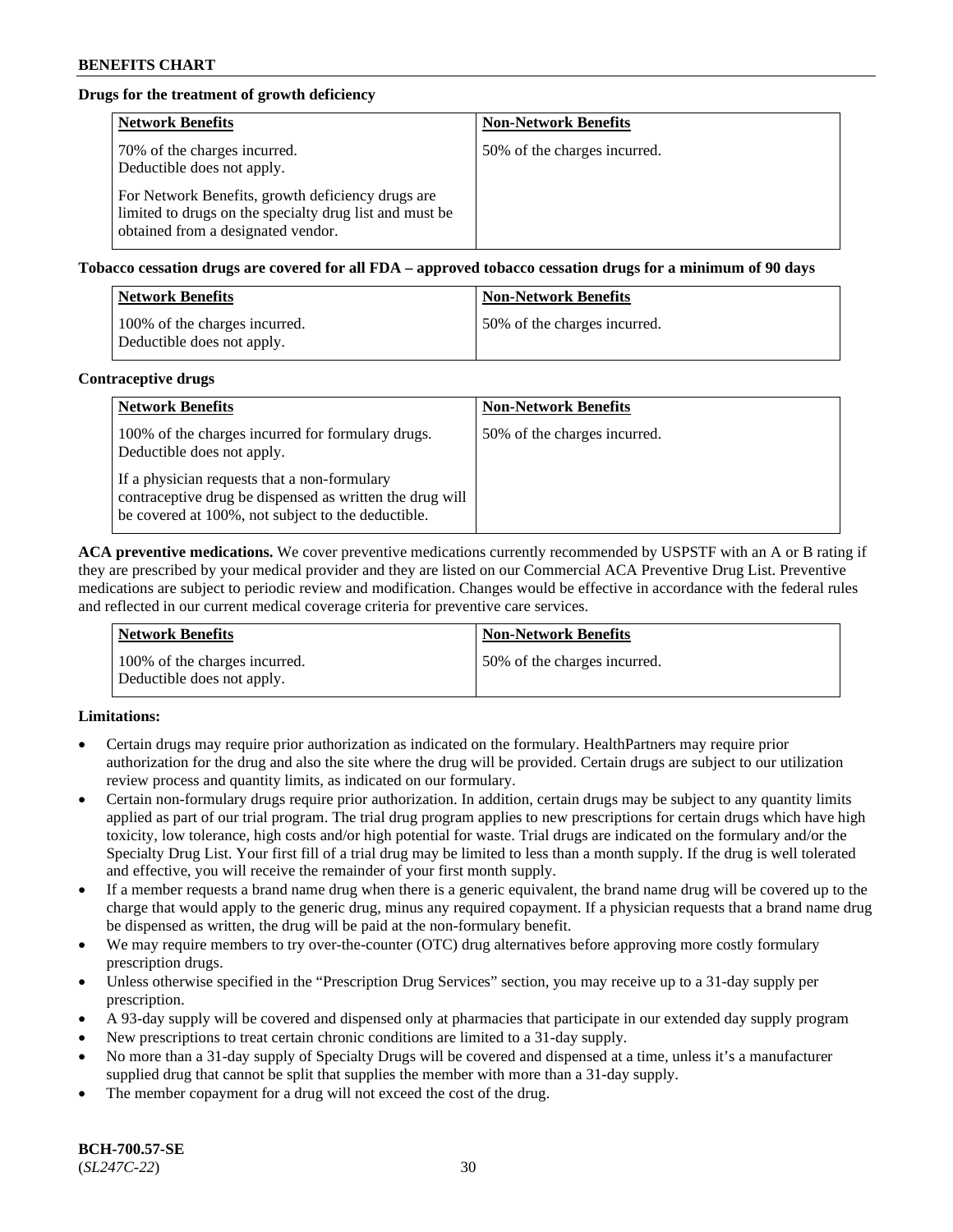**Drugs for the treatment of growth deficiency**

| Network Benefits | Non-Network Benefits |
|---|---|
| 70% of the charges incurred. Deductible does not apply.<br><br>For Network Benefits, growth deficiency drugs are limited to drugs on the specialty drug list and must be obtained from a designated vendor. | 50% of the charges incurred. |

**Tobacco cessation drugs are covered for all FDA – approved tobacco cessation drugs for a minimum of 90 days**

| Network Benefits | Non-Network Benefits |
|---|---|
| 100% of the charges incurred. Deductible does not apply. | 50% of the charges incurred. |

**Contraceptive drugs**

| Network Benefits | Non-Network Benefits |
|---|---|
| 100% of the charges incurred for formulary drugs. Deductible does not apply.<br><br>If a physician requests that a non-formulary contraceptive drug be dispensed as written the drug will be covered at 100%, not subject to the deductible. | 50% of the charges incurred. |

**ACA preventive medications.** We cover preventive medications currently recommended by USPSTF with an A or B rating if they are prescribed by your medical provider and they are listed on our Commercial ACA Preventive Drug List. Preventive medications are subject to periodic review and modification. Changes would be effective in accordance with the federal rules and reflected in our current medical coverage criteria for preventive care services.

| Network Benefits | Non-Network Benefits |
|---|---|
| 100% of the charges incurred. Deductible does not apply. | 50% of the charges incurred. |

**Limitations:**

- Certain drugs may require prior authorization as indicated on the formulary. HealthPartners may require prior authorization for the drug and also the site where the drug will be provided. Certain drugs are subject to our utilization review process and quantity limits, as indicated on our formulary.
- Certain non-formulary drugs require prior authorization. In addition, certain drugs may be subject to any quantity limits applied as part of our trial program. The trial drug program applies to new prescriptions for certain drugs which have high toxicity, low tolerance, high costs and/or high potential for waste. Trial drugs are indicated on the formulary and/or the Specialty Drug List. Your first fill of a trial drug may be limited to less than a month supply. If the drug is well tolerated and effective, you will receive the remainder of your first month supply.
- If a member requests a brand name drug when there is a generic equivalent, the brand name drug will be covered up to the charge that would apply to the generic drug, minus any required copayment. If a physician requests that a brand name drug be dispensed as written, the drug will be paid at the non-formulary benefit.
- We may require members to try over-the-counter (OTC) drug alternatives before approving more costly formulary prescription drugs.
- Unless otherwise specified in the "Prescription Drug Services" section, you may receive up to a 31-day supply per prescription.
- A 93-day supply will be covered and dispensed only at pharmacies that participate in our extended day supply program
- New prescriptions to treat certain chronic conditions are limited to a 31-day supply.
- No more than a 31-day supply of Specialty Drugs will be covered and dispensed at a time, unless it's a manufacturer supplied drug that cannot be split that supplies the member with more than a 31-day supply.
- The member copayment for a drug will not exceed the cost of the drug.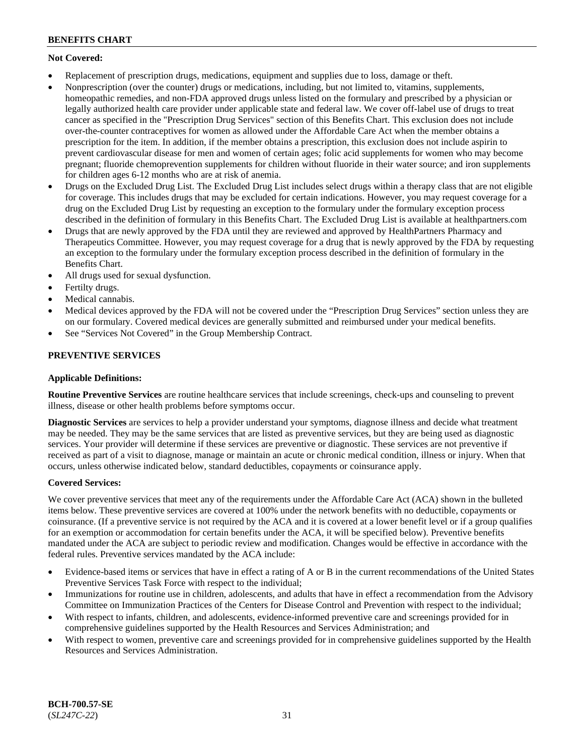**Not Covered:**

- Replacement of prescription drugs, medications, equipment and supplies due to loss, damage or theft.
- Nonprescription (over the counter) drugs or medications, including, but not limited to, vitamins, supplements, homeopathic remedies, and non-FDA approved drugs unless listed on the formulary and prescribed by a physician or legally authorized health care provider under applicable state and federal law. We cover off-label use of drugs to treat cancer as specified in the "Prescription Drug Services" section of this Benefits Chart. This exclusion does not include over-the-counter contraceptives for women as allowed under the Affordable Care Act when the member obtains a prescription for the item. In addition, if the member obtains a prescription, this exclusion does not include aspirin to prevent cardiovascular disease for men and women of certain ages; folic acid supplements for women who may become pregnant; fluoride chemoprevention supplements for children without fluoride in their water source; and iron supplements for children ages 6-12 months who are at risk of anemia.
- Drugs on the Excluded Drug List. The Excluded Drug List includes select drugs within a therapy class that are not eligible for coverage. This includes drugs that may be excluded for certain indications. However, you may request coverage for a drug on the Excluded Drug List by requesting an exception to the formulary under the formulary exception process described in the definition of formulary in this Benefits Chart. The Excluded Drug List is available at healthpartners.com
- Drugs that are newly approved by the FDA until they are reviewed and approved by HealthPartners Pharmacy and Therapeutics Committee. However, you may request coverage for a drug that is newly approved by the FDA by requesting an exception to the formulary under the formulary exception process described in the definition of formulary in the Benefits Chart.
- All drugs used for sexual dysfunction.
- Fertilty drugs.
- Medical cannabis.
- Medical devices approved by the FDA will not be covered under the "Prescription Drug Services" section unless they are on our formulary. Covered medical devices are generally submitted and reimbursed under your medical benefits.
- See "Services Not Covered" in the Group Membership Contract.

## PREVENTIVE SERVICES

**Applicable Definitions:**

**Routine Preventive Services** are routine healthcare services that include screenings, check-ups and counseling to prevent illness, disease or other health problems before symptoms occur.

**Diagnostic Services** are services to help a provider understand your symptoms, diagnose illness and decide what treatment may be needed. They may be the same services that are listed as preventive services, but they are being used as diagnostic services. Your provider will determine if these services are preventive or diagnostic. These services are not preventive if received as part of a visit to diagnose, manage or maintain an acute or chronic medical condition, illness or injury. When that occurs, unless otherwise indicated below, standard deductibles, copayments or coinsurance apply.

**Covered Services:**

We cover preventive services that meet any of the requirements under the Affordable Care Act (ACA) shown in the bulleted items below. These preventive services are covered at 100% under the network benefits with no deductible, copayments or coinsurance. (If a preventive service is not required by the ACA and it is covered at a lower benefit level or if a group qualifies for an exemption or accommodation for certain benefits under the ACA, it will be specified below). Preventive benefits mandated under the ACA are subject to periodic review and modification. Changes would be effective in accordance with the federal rules. Preventive services mandated by the ACA include:

- Evidence-based items or services that have in effect a rating of A or B in the current recommendations of the United States Preventive Services Task Force with respect to the individual;
- Immunizations for routine use in children, adolescents, and adults that have in effect a recommendation from the Advisory Committee on Immunization Practices of the Centers for Disease Control and Prevention with respect to the individual;
- With respect to infants, children, and adolescents, evidence-informed preventive care and screenings provided for in comprehensive guidelines supported by the Health Resources and Services Administration; and
- With respect to women, preventive care and screenings provided for in comprehensive guidelines supported by the Health Resources and Services Administration.

**BCH-700.57-SE**
(*SL247C-22*)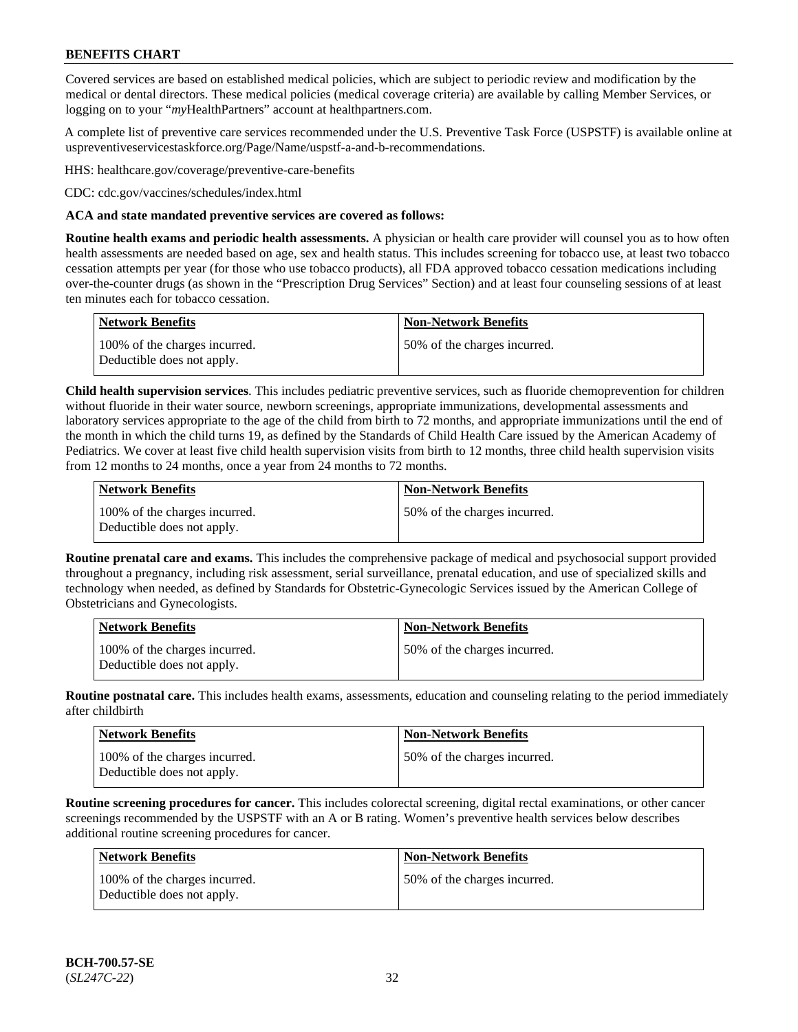Covered services are based on established medical policies, which are subject to periodic review and modification by the medical or dental directors. These medical policies (medical coverage criteria) are available by calling Member Services, or logging on to your "*my*HealthPartners" account at healthpartners.com.

A complete list of preventive care services recommended under the U.S. Preventive Task Force (USPSTF) is available online at uspreventiveservicestaskforce.org/Page/Name/uspstf-a-and-b-recommendations.

HHS: healthcare.gov/coverage/preventive-care-benefits

CDC: cdc.gov/vaccines/schedules/index.html

**ACA and state mandated preventive services are covered as follows:**

**Routine health exams and periodic health assessments.** A physician or health care provider will counsel you as to how often health assessments are needed based on age, sex and health status. This includes screening for tobacco use, at least two tobacco cessation attempts per year (for those who use tobacco products), all FDA approved tobacco cessation medications including over-the-counter drugs (as shown in the "Prescription Drug Services" Section) and at least four counseling sessions of at least ten minutes each for tobacco cessation.

| Network Benefits | Non-Network Benefits |
|---|---|
| 100% of the charges incurred. Deductible does not apply. | 50% of the charges incurred. |

**Child health supervision services**. This includes pediatric preventive services, such as fluoride chemoprevention for children without fluoride in their water source, newborn screenings, appropriate immunizations, developmental assessments and laboratory services appropriate to the age of the child from birth to 72 months, and appropriate immunizations until the end of the month in which the child turns 19, as defined by the Standards of Child Health Care issued by the American Academy of Pediatrics. We cover at least five child health supervision visits from birth to 12 months, three child health supervision visits from 12 months to 24 months, once a year from 24 months to 72 months.

| Network Benefits | Non-Network Benefits |
|---|---|
| 100% of the charges incurred. Deductible does not apply. | 50% of the charges incurred. |

**Routine prenatal care and exams.** This includes the comprehensive package of medical and psychosocial support provided throughout a pregnancy, including risk assessment, serial surveillance, prenatal education, and use of specialized skills and technology when needed, as defined by Standards for Obstetric-Gynecologic Services issued by the American College of Obstetricians and Gynecologists.

| Network Benefits | Non-Network Benefits |
|---|---|
| 100% of the charges incurred. Deductible does not apply. | 50% of the charges incurred. |

**Routine postnatal care.** This includes health exams, assessments, education and counseling relating to the period immediately after childbirth

| Network Benefits | Non-Network Benefits |
|---|---|
| 100% of the charges incurred. Deductible does not apply. | 50% of the charges incurred. |

**Routine screening procedures for cancer.** This includes colorectal screening, digital rectal examinations, or other cancer screenings recommended by the USPSTF with an A or B rating. Women's preventive health services below describes additional routine screening procedures for cancer.

| Network Benefits | Non-Network Benefits |
|---|---|
| 100% of the charges incurred. Deductible does not apply. | 50% of the charges incurred. |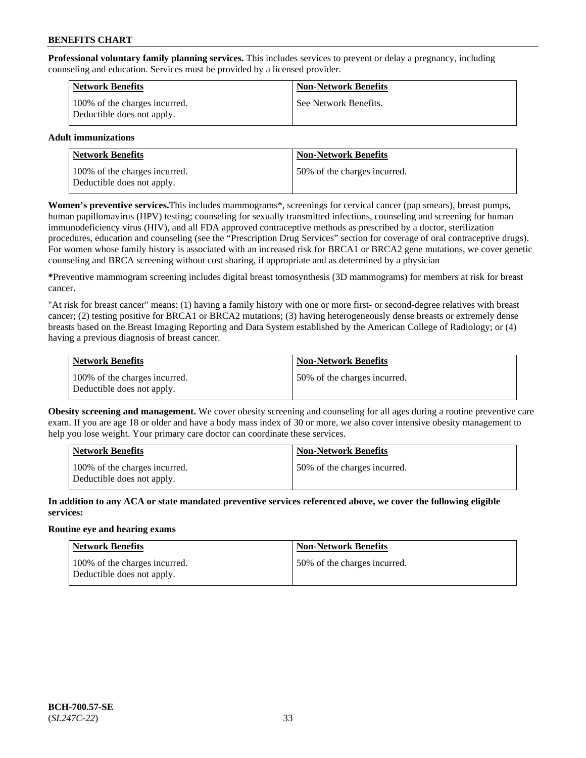**Professional voluntary family planning services.** This includes services to prevent or delay a pregnancy, including counseling and education. Services must be provided by a licensed provider.

| Network Benefits | Non-Network Benefits |
|---|---|
| 100% of the charges incurred. Deductible does not apply. | See Network Benefits. |

**Adult immunizations**

| Network Benefits | Non-Network Benefits |
|---|---|
| 100% of the charges incurred. Deductible does not apply. | 50% of the charges incurred. |

**Women's preventive services.**This includes mammograms*, screenings for cervical cancer (pap smears), breast pumps, human papillomavirus (HPV) testing; counseling for sexually transmitted infections, counseling and screening for human immunodeficiency virus (HIV), and all FDA approved contraceptive methods as prescribed by a doctor, sterilization procedures, education and counseling (see the "Prescription Drug Services" section for coverage of oral contraceptive drugs). For women whose family history is associated with an increased risk for BRCA1 or BRCA2 gene mutations, we cover genetic counseling and BRCA screening without cost sharing, if appropriate and as determined by a physician

***Preventive mammogram screening includes digital breast tomosynthesis (3D mammograms) for members at risk for breast cancer.

"At risk for breast cancer" means: (1) having a family history with one or more first- or second-degree relatives with breast cancer; (2) testing positive for BRCA1 or BRCA2 mutations; (3) having heterogeneously dense breasts or extremely dense breasts based on the Breast Imaging Reporting and Data System established by the American College of Radiology; or (4) having a previous diagnosis of breast cancer.

| Network Benefits | Non-Network Benefits |
|---|---|
| 100% of the charges incurred. Deductible does not apply. | 50% of the charges incurred. |

**Obesity screening and management.** We cover obesity screening and counseling for all ages during a routine preventive care exam. If you are age 18 or older and have a body mass index of 30 or more, we also cover intensive obesity management to help you lose weight. Your primary care doctor can coordinate these services.

| Network Benefits | Non-Network Benefits |
|---|---|
| 100% of the charges incurred. Deductible does not apply. | 50% of the charges incurred. |

**In addition to any ACA or state mandated preventive services referenced above, we cover the following eligible services:**

**Routine eye and hearing exams**

| Network Benefits | Non-Network Benefits |
|---|---|
| 100% of the charges incurred. Deductible does not apply. | 50% of the charges incurred. |

**BCH-700.57-SE**
(*SL247C-22*)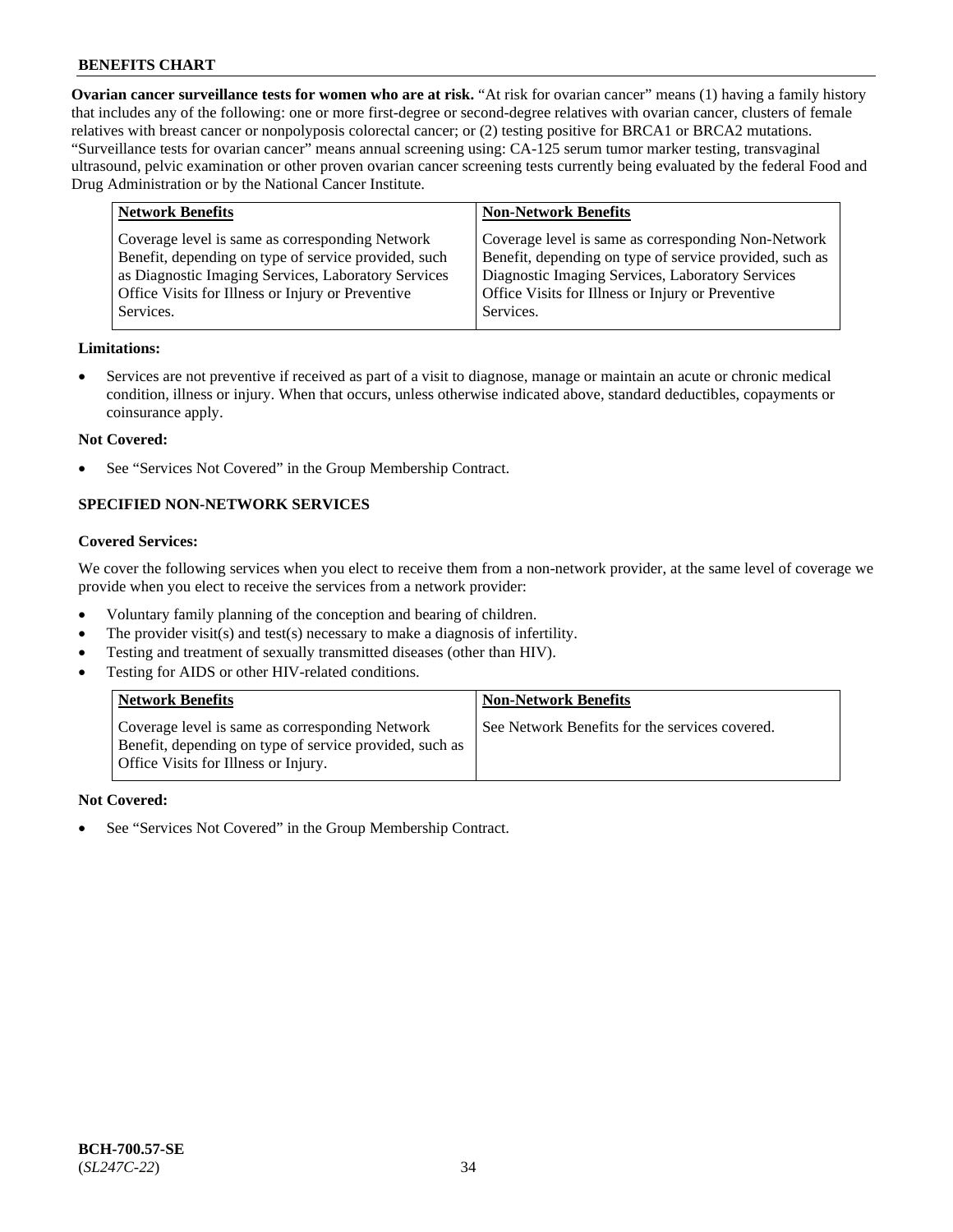**Ovarian cancer surveillance tests for women who are at risk.** "At risk for ovarian cancer" means (1) having a family history that includes any of the following: one or more first-degree or second-degree relatives with ovarian cancer, clusters of female relatives with breast cancer or nonpolyposis colorectal cancer; or (2) testing positive for BRCA1 or BRCA2 mutations. "Surveillance tests for ovarian cancer" means annual screening using: CA-125 serum tumor marker testing, transvaginal ultrasound, pelvic examination or other proven ovarian cancer screening tests currently being evaluated by the federal Food and Drug Administration or by the National Cancer Institute.

| Network Benefits | Non-Network Benefits |
|---|---|
| Coverage level is same as corresponding Network Benefit, depending on type of service provided, such as Diagnostic Imaging Services, Laboratory Services Office Visits for Illness or Injury or Preventive Services. | Coverage level is same as corresponding Non-Network Benefit, depending on type of service provided, such as Diagnostic Imaging Services, Laboratory Services Office Visits for Illness or Injury or Preventive Services. |

**Limitations:**

- Services are not preventive if received as part of a visit to diagnose, manage or maintain an acute or chronic medical condition, illness or injury. When that occurs, unless otherwise indicated above, standard deductibles, copayments or coinsurance apply.

**Not Covered:**

- See "Services Not Covered" in the Group Membership Contract.

## SPECIFIED NON-NETWORK SERVICES

**Covered Services:**

We cover the following services when you elect to receive them from a non-network provider, at the same level of coverage we provide when you elect to receive the services from a network provider:

- Voluntary family planning of the conception and bearing of children.
- The provider visit(s) and test(s) necessary to make a diagnosis of infertility.
- Testing and treatment of sexually transmitted diseases (other than HIV).
- Testing for AIDS or other HIV-related conditions.

| Network Benefits | Non-Network Benefits |
|---|---|
| Coverage level is same as corresponding Network Benefit, depending on type of service provided, such as Office Visits for Illness or Injury. | See Network Benefits for the services covered. |

**Not Covered:**

- See "Services Not Covered" in the Group Membership Contract.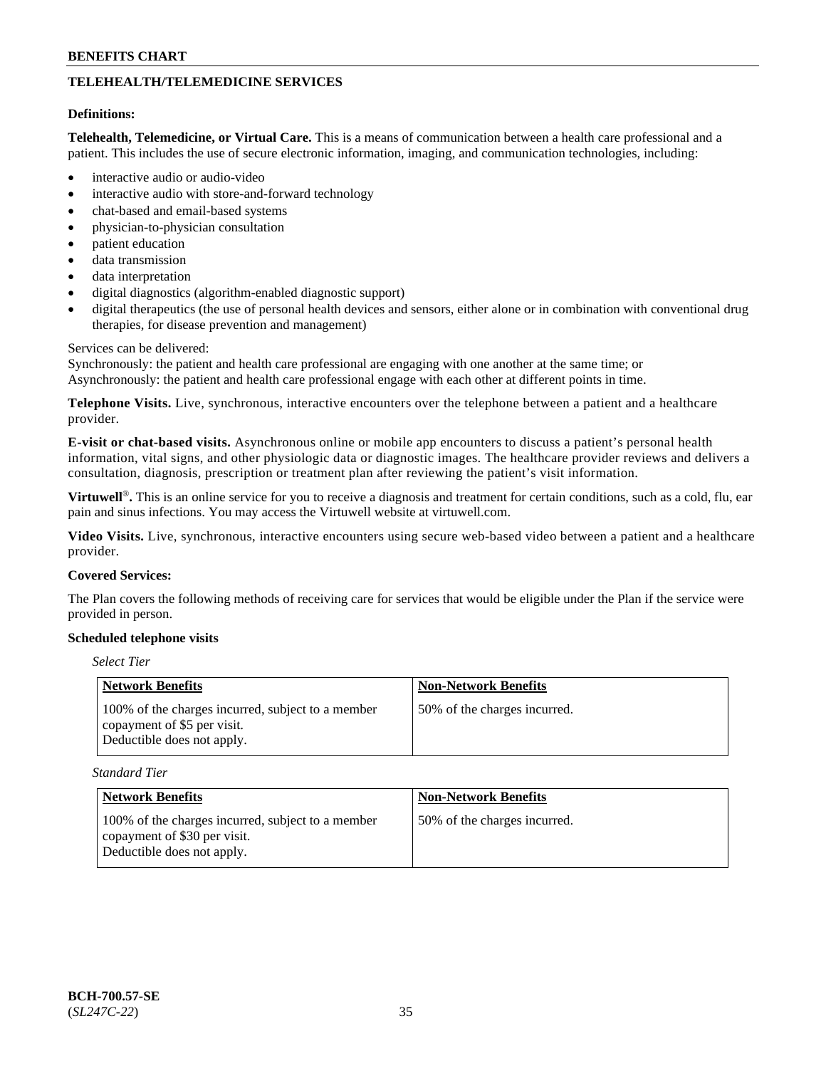## TELEHEALTH/TELEMEDICINE SERVICES

**Definitions:**

**Telehealth, Telemedicine, or Virtual Care.** This is a means of communication between a health care professional and a patient. This includes the use of secure electronic information, imaging, and communication technologies, including:

- interactive audio or audio-video
- interactive audio with store-and-forward technology
- chat-based and email-based systems
- physician-to-physician consultation
- patient education
- data transmission
- data interpretation
- digital diagnostics (algorithm-enabled diagnostic support)
- digital therapeutics (the use of personal health devices and sensors, either alone or in combination with conventional drug therapies, for disease prevention and management)

Services can be delivered:
Synchronously: the patient and health care professional are engaging with one another at the same time; or
Asynchronously: the patient and health care professional engage with each other at different points in time.

**Telephone Visits.** Live, synchronous, interactive encounters over the telephone between a patient and a healthcare provider.

**E-visit or chat-based visits.** Asynchronous online or mobile app encounters to discuss a patient's personal health information, vital signs, and other physiologic data or diagnostic images. The healthcare provider reviews and delivers a consultation, diagnosis, prescription or treatment plan after reviewing the patient's visit information.

**Virtuwell®.** This is an online service for you to receive a diagnosis and treatment for certain conditions, such as a cold, flu, ear pain and sinus infections. You may access the Virtuwell website at virtuwell.com.

**Video Visits.** Live, synchronous, interactive encounters using secure web-based video between a patient and a healthcare provider.

**Covered Services:**

The Plan covers the following methods of receiving care for services that would be eligible under the Plan if the service were provided in person.

**Scheduled telephone visits**

*Select Tier*

| Network Benefits | Non-Network Benefits |
|---|---|
| 100% of the charges incurred, subject to a member copayment of $5 per visit. Deductible does not apply. | 50% of the charges incurred. |

*Standard Tier*

| Network Benefits | Non-Network Benefits |
|---|---|
| 100% of the charges incurred, subject to a member copayment of $30 per visit. Deductible does not apply. | 50% of the charges incurred. |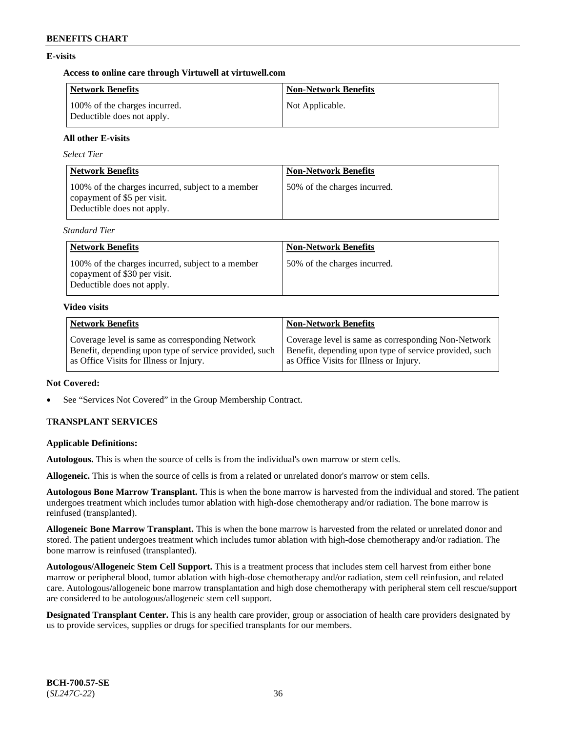### E-visits

#### Access to online care through Virtuwell at virtuwell.com

| Network Benefits | Non-Network Benefits |
| --- | --- |
| 100% of the charges incurred. Deductible does not apply. | Not Applicable. |

#### All other E-visits

*Select Tier*

| Network Benefits | Non-Network Benefits |
| --- | --- |
| 100% of the charges incurred, subject to a member copayment of $5 per visit. Deductible does not apply. | 50% of the charges incurred. |

*Standard Tier*

| Network Benefits | Non-Network Benefits |
| --- | --- |
| 100% of the charges incurred, subject to a member copayment of $30 per visit. Deductible does not apply. | 50% of the charges incurred. |

#### Video visits

| Network Benefits | Non-Network Benefits |
| --- | --- |
| Coverage level is same as corresponding Network Benefit, depending upon type of service provided, such as Office Visits for Illness or Injury. | Coverage level is same as corresponding Non-Network Benefit, depending upon type of service provided, such as Office Visits for Illness or Injury. |

**Not Covered:**

- See "Services Not Covered" in the Group Membership Contract.

## TRANSPLANT SERVICES

**Applicable Definitions:**

**Autologous.** This is when the source of cells is from the individual's own marrow or stem cells.

**Allogeneic.** This is when the source of cells is from a related or unrelated donor's marrow or stem cells.

**Autologous Bone Marrow Transplant.** This is when the bone marrow is harvested from the individual and stored. The patient undergoes treatment which includes tumor ablation with high-dose chemotherapy and/or radiation. The bone marrow is reinfused (transplanted).

**Allogeneic Bone Marrow Transplant.** This is when the bone marrow is harvested from the related or unrelated donor and stored. The patient undergoes treatment which includes tumor ablation with high-dose chemotherapy and/or radiation. The bone marrow is reinfused (transplanted).

**Autologous/Allogeneic Stem Cell Support.** This is a treatment process that includes stem cell harvest from either bone marrow or peripheral blood, tumor ablation with high-dose chemotherapy and/or radiation, stem cell reinfusion, and related care. Autologous/allogeneic bone marrow transplantation and high dose chemotherapy with peripheral stem cell rescue/support are considered to be autologous/allogeneic stem cell support.

**Designated Transplant Center.** This is any health care provider, group or association of health care providers designated by us to provide services, supplies or drugs for specified transplants for our members.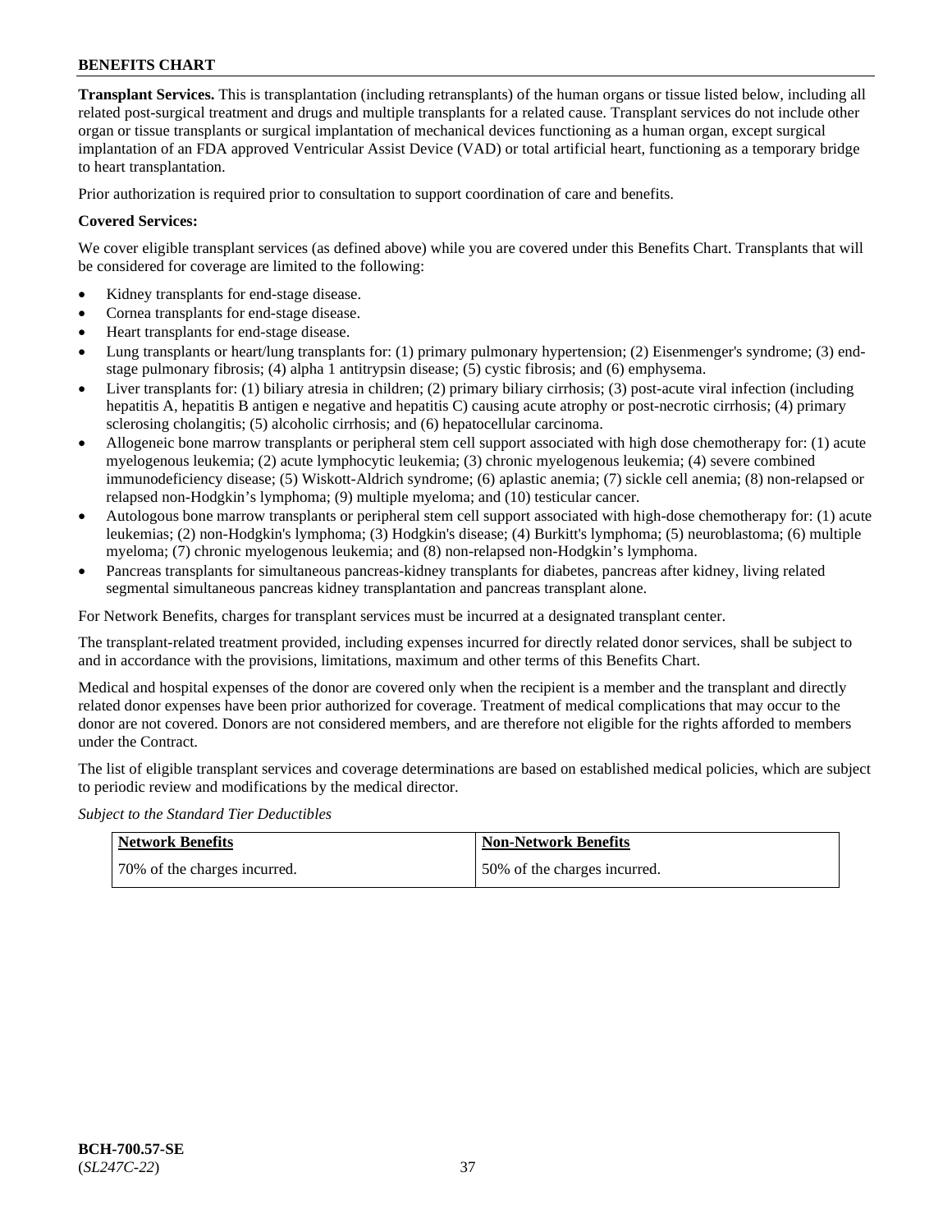**Transplant Services.** This is transplantation (including retransplants) of the human organs or tissue listed below, including all related post-surgical treatment and drugs and multiple transplants for a related cause. Transplant services do not include other organ or tissue transplants or surgical implantation of mechanical devices functioning as a human organ, except surgical implantation of an FDA approved Ventricular Assist Device (VAD) or total artificial heart, functioning as a temporary bridge to heart transplantation.

Prior authorization is required prior to consultation to support coordination of care and benefits.

**Covered Services:**

We cover eligible transplant services (as defined above) while you are covered under this Benefits Chart. Transplants that will be considered for coverage are limited to the following:

- Kidney transplants for end-stage disease.
- Cornea transplants for end-stage disease.
- Heart transplants for end-stage disease.
- Lung transplants or heart/lung transplants for: (1) primary pulmonary hypertension; (2) Eisenmenger's syndrome; (3) end-stage pulmonary fibrosis; (4) alpha 1 antitrypsin disease; (5) cystic fibrosis; and (6) emphysema.
- Liver transplants for: (1) biliary atresia in children; (2) primary biliary cirrhosis; (3) post-acute viral infection (including hepatitis A, hepatitis B antigen e negative and hepatitis C) causing acute atrophy or post-necrotic cirrhosis; (4) primary sclerosing cholangitis; (5) alcoholic cirrhosis; and (6) hepatocellular carcinoma.
- Allogeneic bone marrow transplants or peripheral stem cell support associated with high dose chemotherapy for: (1) acute myelogenous leukemia; (2) acute lymphocytic leukemia; (3) chronic myelogenous leukemia; (4) severe combined immunodeficiency disease; (5) Wiskott-Aldrich syndrome; (6) aplastic anemia; (7) sickle cell anemia; (8) non-relapsed or relapsed non-Hodgkin's lymphoma; (9) multiple myeloma; and (10) testicular cancer.
- Autologous bone marrow transplants or peripheral stem cell support associated with high-dose chemotherapy for: (1) acute leukemias; (2) non-Hodgkin's lymphoma; (3) Hodgkin's disease; (4) Burkitt's lymphoma; (5) neuroblastoma; (6) multiple myeloma; (7) chronic myelogenous leukemia; and (8) non-relapsed non-Hodgkin's lymphoma.
- Pancreas transplants for simultaneous pancreas-kidney transplants for diabetes, pancreas after kidney, living related segmental simultaneous pancreas kidney transplantation and pancreas transplant alone.

For Network Benefits, charges for transplant services must be incurred at a designated transplant center.

The transplant-related treatment provided, including expenses incurred for directly related donor services, shall be subject to and in accordance with the provisions, limitations, maximum and other terms of this Benefits Chart.

Medical and hospital expenses of the donor are covered only when the recipient is a member and the transplant and directly related donor expenses have been prior authorized for coverage. Treatment of medical complications that may occur to the donor are not covered. Donors are not considered members, and are therefore not eligible for the rights afforded to members under the Contract.

The list of eligible transplant services and coverage determinations are based on established medical policies, which are subject to periodic review and modifications by the medical director.

*Subject to the Standard Tier Deductibles*

| Network Benefits | Non-Network Benefits |
|---|---|
| 70% of the charges incurred. | 50% of the charges incurred. |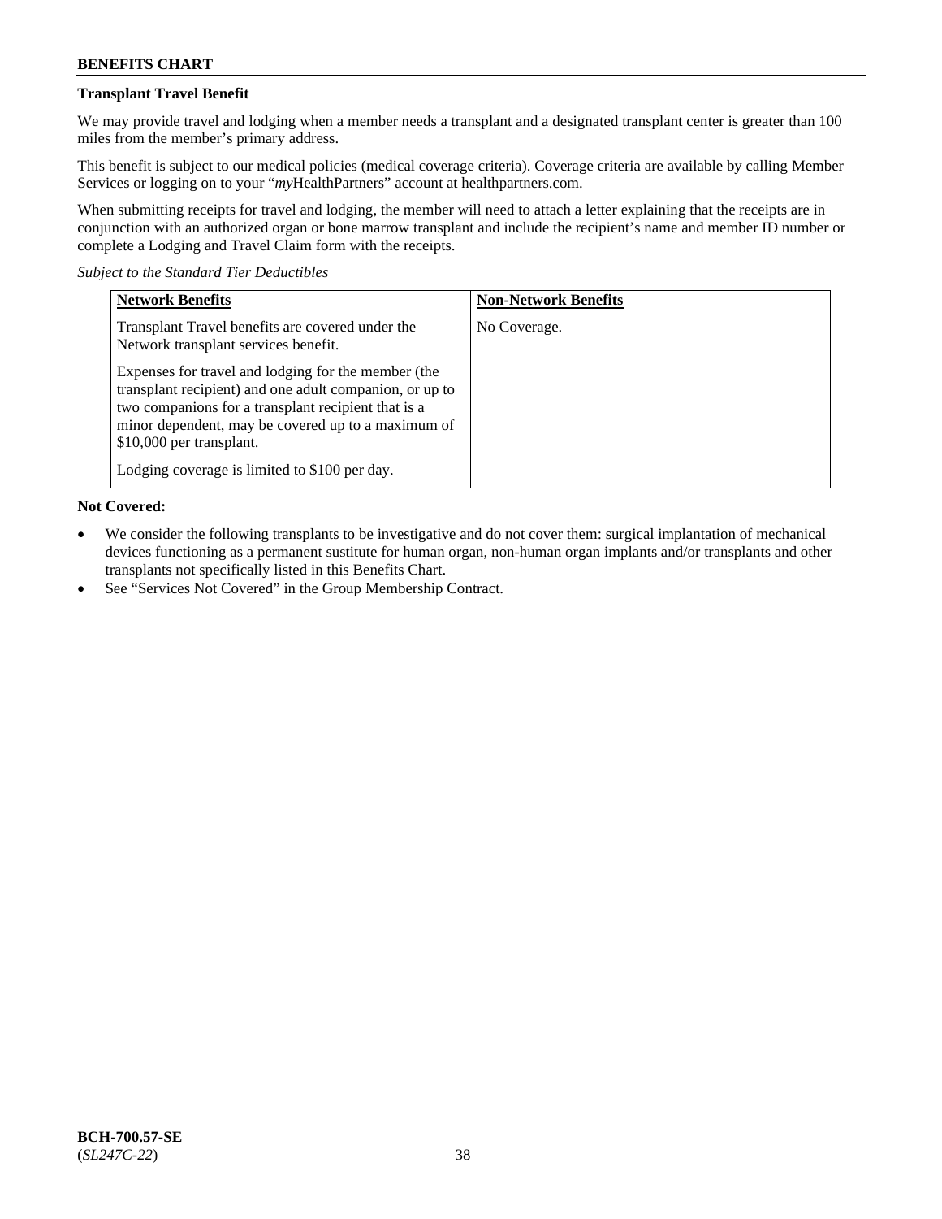### Transplant Travel Benefit

We may provide travel and lodging when a member needs a transplant and a designated transplant center is greater than 100 miles from the member's primary address.

This benefit is subject to our medical policies (medical coverage criteria). Coverage criteria are available by calling Member Services or logging on to your "*my*HealthPartners" account at healthpartners.com.

When submitting receipts for travel and lodging, the member will need to attach a letter explaining that the receipts are in conjunction with an authorized organ or bone marrow transplant and include the recipient's name and member ID number or complete a Lodging and Travel Claim form with the receipts.

*Subject to the Standard Tier Deductibles*

| Network Benefits | Non-Network Benefits |
|---|---|
| Transplant Travel benefits are covered under the Network transplant services benefit.<br><br>Expenses for travel and lodging for the member (the transplant recipient) and one adult companion, or up to two companions for a transplant recipient that is a minor dependent, may be covered up to a maximum of $10,000 per transplant.<br><br>Lodging coverage is limited to $100 per day. | No Coverage. |

**Not Covered:**

- We consider the following transplants to be investigative and do not cover them: surgical implantation of mechanical devices functioning as a permanent sustitute for human organ, non-human organ implants and/or transplants and other transplants not specifically listed in this Benefits Chart.
- See "Services Not Covered" in the Group Membership Contract.